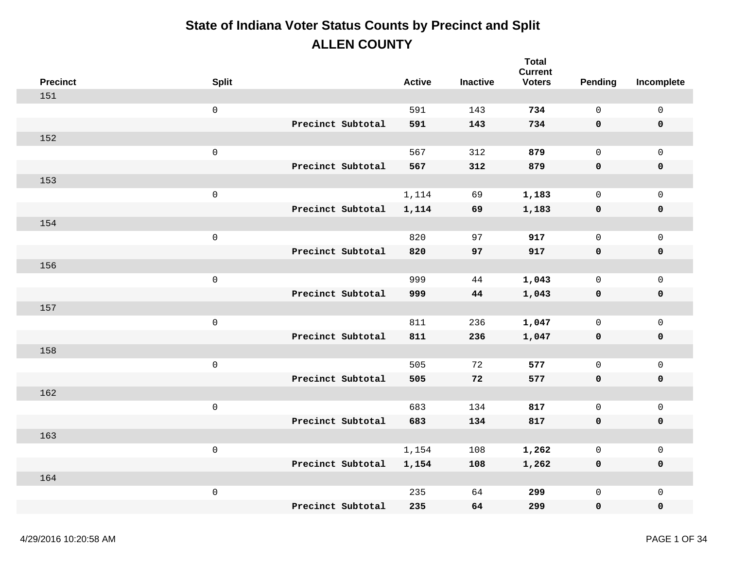# State of Indiana Voter Status Counts by Precinct and Split

## ALLEN COUNTY

| Precinct | Split | | Active | Inactive | Total Current Voters | Pending | Incomplete |
|---|---|---|---|---|---|---|---|
| 151 | | | | | | | |
| | 0 | | 591 | 143 | **734** | 0 | 0 |
| | | **Precinct Subtotal** | **591** | **143** | **734** | **0** | **0** |
| 152 | | | | | | | |
| | 0 | | 567 | 312 | **879** | 0 | 0 |
| | | **Precinct Subtotal** | **567** | **312** | **879** | **0** | **0** |
| 153 | | | | | | | |
| | 0 | | 1,114 | 69 | **1,183** | 0 | 0 |
| | | **Precinct Subtotal** | **1,114** | **69** | **1,183** | **0** | **0** |
| 154 | | | | | | | |
| | 0 | | 820 | 97 | **917** | 0 | 0 |
| | | **Precinct Subtotal** | **820** | **97** | **917** | **0** | **0** |
| 156 | | | | | | | |
| | 0 | | 999 | 44 | **1,043** | 0 | 0 |
| | | **Precinct Subtotal** | **999** | **44** | **1,043** | **0** | **0** |
| 157 | | | | | | | |
| | 0 | | 811 | 236 | **1,047** | 0 | 0 |
| | | **Precinct Subtotal** | **811** | **236** | **1,047** | **0** | **0** |
| 158 | | | | | | | |
| | 0 | | 505 | 72 | **577** | 0 | 0 |
| | | **Precinct Subtotal** | **505** | **72** | **577** | **0** | **0** |
| 162 | | | | | | | |
| | 0 | | 683 | 134 | **817** | 0 | 0 |
| | | **Precinct Subtotal** | **683** | **134** | **817** | **0** | **0** |
| 163 | | | | | | | |
| | 0 | | 1,154 | 108 | **1,262** | 0 | 0 |
| | | **Precinct Subtotal** | **1,154** | **108** | **1,262** | **0** | **0** |
| 164 | | | | | | | |
| | 0 | | 235 | 64 | **299** | 0 | 0 |
| | | **Precinct Subtotal** | **235** | **64** | **299** | **0** | **0** |

4/29/2016 10:20:58 AM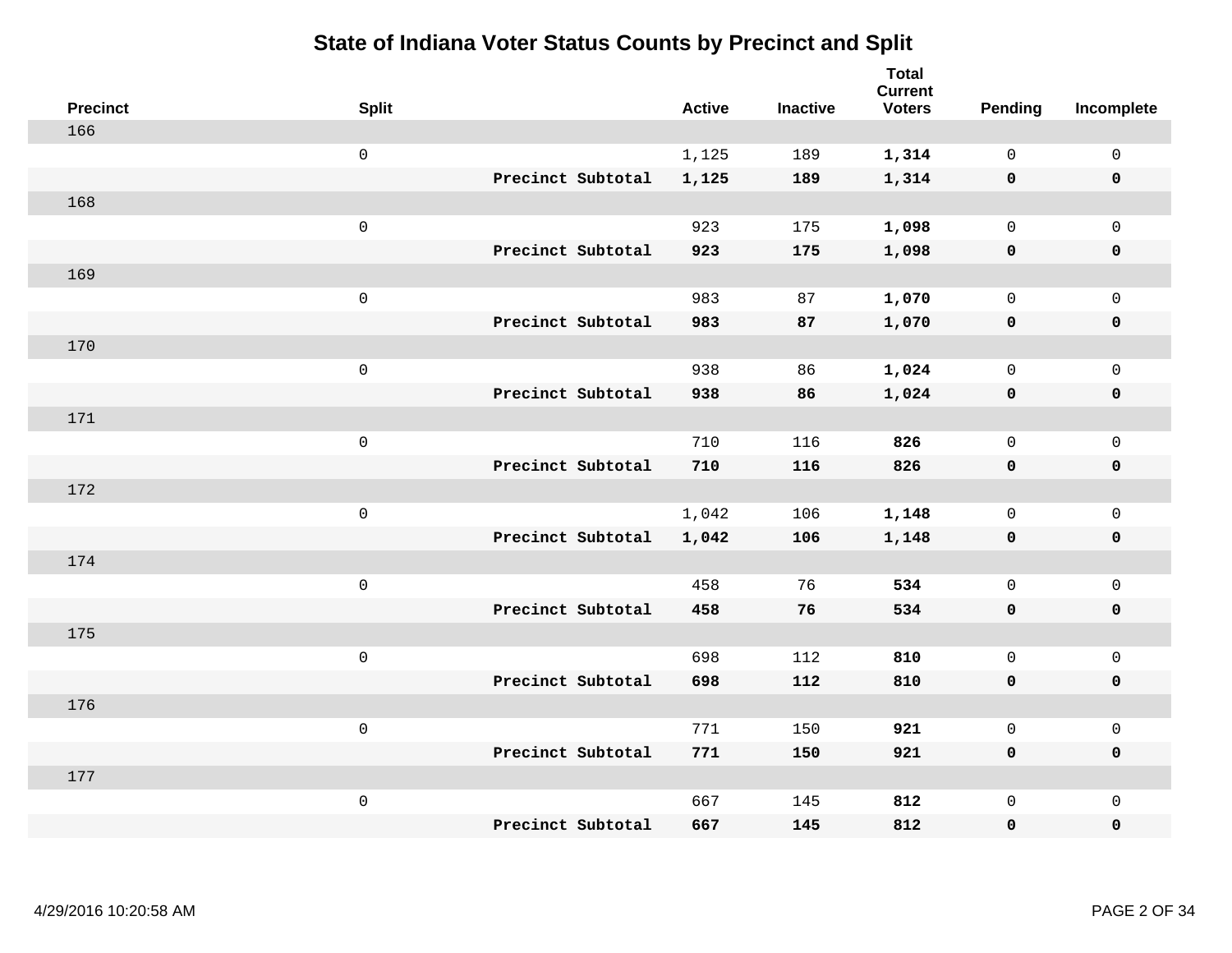# State of Indiana Voter Status Counts by Precinct and Split

| Precinct | Split | | Active | Inactive | Total Current Voters | Pending | Incomplete |
|---|---|---|---|---|---|---|---|
| 166 | | | | | | | |
| | 0 | | 1,125 | 189 | **1,314** | 0 | 0 |
| | | **Precinct Subtotal** | **1,125** | **189** | **1,314** | **0** | **0** |
| 168 | | | | | | | |
| | 0 | | 923 | 175 | **1,098** | 0 | 0 |
| | | **Precinct Subtotal** | **923** | **175** | **1,098** | **0** | **0** |
| 169 | | | | | | | |
| | 0 | | 983 | 87 | **1,070** | 0 | 0 |
| | | **Precinct Subtotal** | **983** | **87** | **1,070** | **0** | **0** |
| 170 | | | | | | | |
| | 0 | | 938 | 86 | **1,024** | 0 | 0 |
| | | **Precinct Subtotal** | **938** | **86** | **1,024** | **0** | **0** |
| 171 | | | | | | | |
| | 0 | | 710 | 116 | **826** | 0 | 0 |
| | | **Precinct Subtotal** | **710** | **116** | **826** | **0** | **0** |
| 172 | | | | | | | |
| | 0 | | 1,042 | 106 | **1,148** | 0 | 0 |
| | | **Precinct Subtotal** | **1,042** | **106** | **1,148** | **0** | **0** |
| 174 | | | | | | | |
| | 0 | | 458 | 76 | **534** | 0 | 0 |
| | | **Precinct Subtotal** | **458** | **76** | **534** | **0** | **0** |
| 175 | | | | | | | |
| | 0 | | 698 | 112 | **810** | 0 | 0 |
| | | **Precinct Subtotal** | **698** | **112** | **810** | **0** | **0** |
| 176 | | | | | | | |
| | 0 | | 771 | 150 | **921** | 0 | 0 |
| | | **Precinct Subtotal** | **771** | **150** | **921** | **0** | **0** |
| 177 | | | | | | | |
| | 0 | | 667 | 145 | **812** | 0 | 0 |
| | | **Precinct Subtotal** | **667** | **145** | **812** | **0** | **0** |

4/29/2016 10:20:58 AM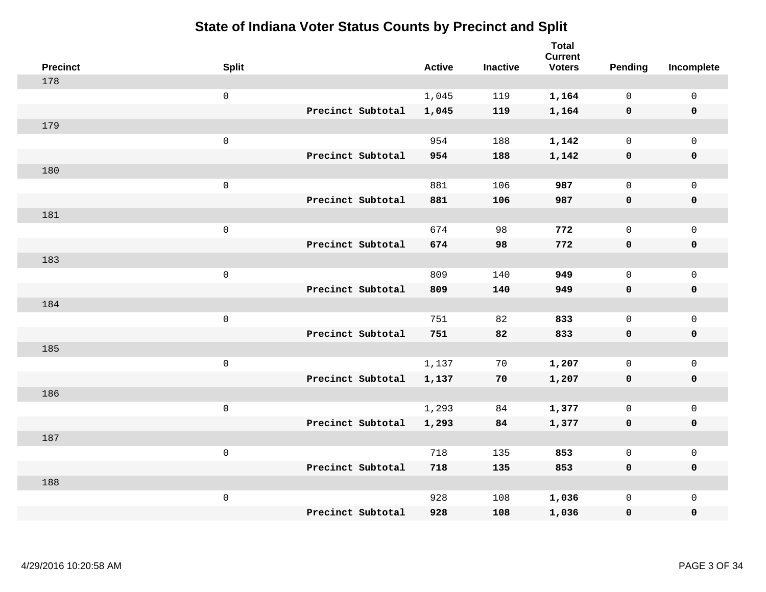# State of Indiana Voter Status Counts by Precinct and Split

| Precinct | Split | | Active | Inactive | Total Current Voters | Pending | Incomplete |
|---|---|---|---|---|---|---|---|
| 178 | | | | | | | |
| | 0 | | 1,045 | 119 | **1,164** | 0 | 0 |
| | | **Precinct Subtotal** | **1,045** | **119** | **1,164** | **0** | **0** |
| 179 | | | | | | | |
| | 0 | | 954 | 188 | **1,142** | 0 | 0 |
| | | **Precinct Subtotal** | **954** | **188** | **1,142** | **0** | **0** |
| 180 | | | | | | | |
| | 0 | | 881 | 106 | **987** | 0 | 0 |
| | | **Precinct Subtotal** | **881** | **106** | **987** | **0** | **0** |
| 181 | | | | | | | |
| | 0 | | 674 | 98 | **772** | 0 | 0 |
| | | **Precinct Subtotal** | **674** | **98** | **772** | **0** | **0** |
| 183 | | | | | | | |
| | 0 | | 809 | 140 | **949** | 0 | 0 |
| | | **Precinct Subtotal** | **809** | **140** | **949** | **0** | **0** |
| 184 | | | | | | | |
| | 0 | | 751 | 82 | **833** | 0 | 0 |
| | | **Precinct Subtotal** | **751** | **82** | **833** | **0** | **0** |
| 185 | | | | | | | |
| | 0 | | 1,137 | 70 | **1,207** | 0 | 0 |
| | | **Precinct Subtotal** | **1,137** | **70** | **1,207** | **0** | **0** |
| 186 | | | | | | | |
| | 0 | | 1,293 | 84 | **1,377** | 0 | 0 |
| | | **Precinct Subtotal** | **1,293** | **84** | **1,377** | **0** | **0** |
| 187 | | | | | | | |
| | 0 | | 718 | 135 | **853** | 0 | 0 |
| | | **Precinct Subtotal** | **718** | **135** | **853** | **0** | **0** |
| 188 | | | | | | | |
| | 0 | | 928 | 108 | **1,036** | 0 | 0 |
| | | **Precinct Subtotal** | **928** | **108** | **1,036** | **0** | **0** |

4/29/2016 10:20:58 AM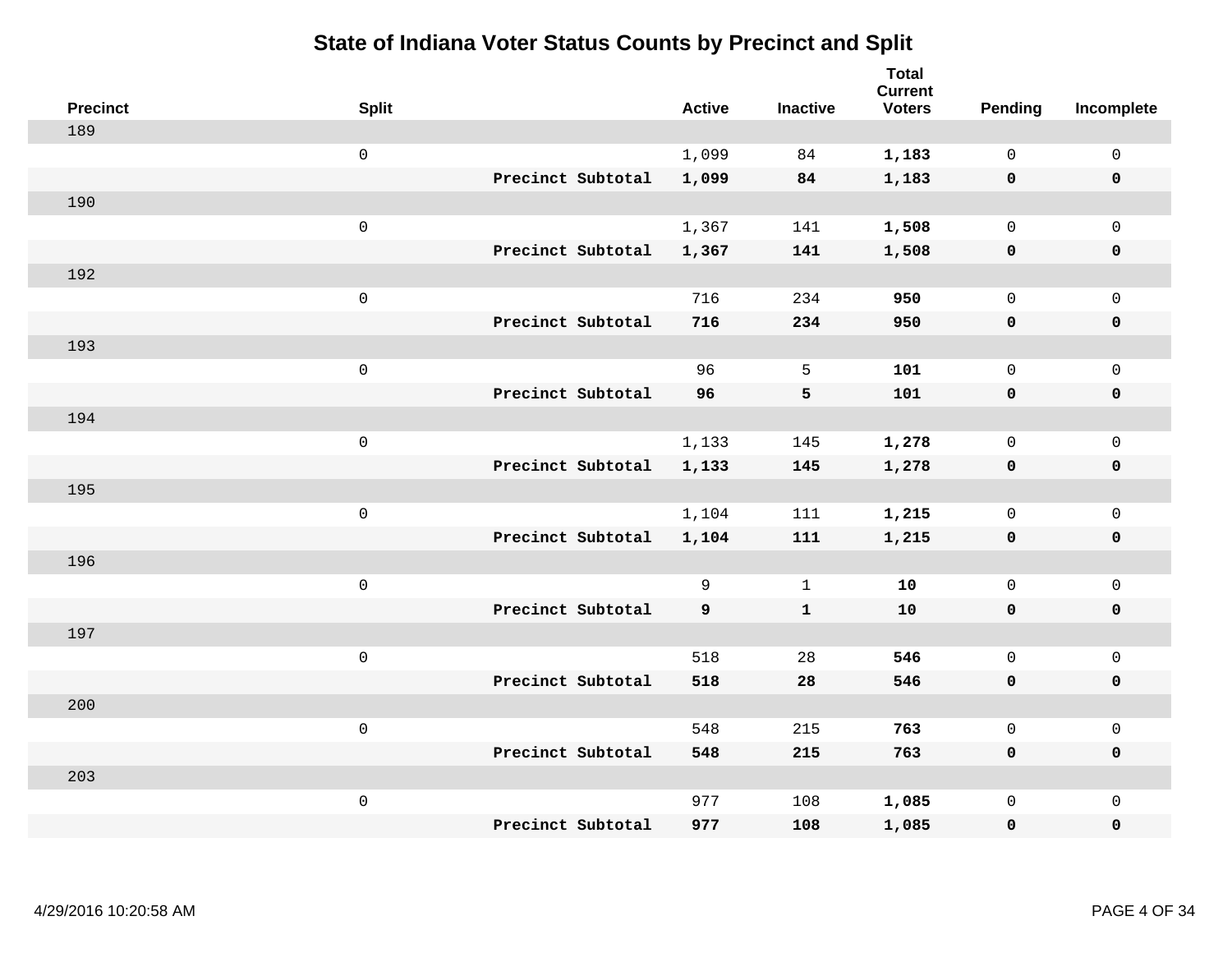# State of Indiana Voter Status Counts by Precinct and Split

| Precinct | Split | | Active | Inactive | Total Current Voters | Pending | Incomplete |
|---|---|---|---|---|---|---|---|
| 189 | | | | | | | |
| | 0 | | 1,099 | 84 | **1,183** | 0 | 0 |
| | | **Precinct Subtotal** | **1,099** | **84** | **1,183** | **0** | **0** |
| 190 | | | | | | | |
| | 0 | | 1,367 | 141 | **1,508** | 0 | 0 |
| | | **Precinct Subtotal** | **1,367** | **141** | **1,508** | **0** | **0** |
| 192 | | | | | | | |
| | 0 | | 716 | 234 | **950** | 0 | 0 |
| | | **Precinct Subtotal** | **716** | **234** | **950** | **0** | **0** |
| 193 | | | | | | | |
| | 0 | | 96 | 5 | **101** | 0 | 0 |
| | | **Precinct Subtotal** | **96** | **5** | **101** | **0** | **0** |
| 194 | | | | | | | |
| | 0 | | 1,133 | 145 | **1,278** | 0 | 0 |
| | | **Precinct Subtotal** | **1,133** | **145** | **1,278** | **0** | **0** |
| 195 | | | | | | | |
| | 0 | | 1,104 | 111 | **1,215** | 0 | 0 |
| | | **Precinct Subtotal** | **1,104** | **111** | **1,215** | **0** | **0** |
| 196 | | | | | | | |
| | 0 | | 9 | 1 | **10** | 0 | 0 |
| | | **Precinct Subtotal** | **9** | **1** | **10** | **0** | **0** |
| 197 | | | | | | | |
| | 0 | | 518 | 28 | **546** | 0 | 0 |
| | | **Precinct Subtotal** | **518** | **28** | **546** | **0** | **0** |
| 200 | | | | | | | |
| | 0 | | 548 | 215 | **763** | 0 | 0 |
| | | **Precinct Subtotal** | **548** | **215** | **763** | **0** | **0** |
| 203 | | | | | | | |
| | 0 | | 977 | 108 | **1,085** | 0 | 0 |
| | | **Precinct Subtotal** | **977** | **108** | **1,085** | **0** | **0** |

4/29/2016 10:20:58 AM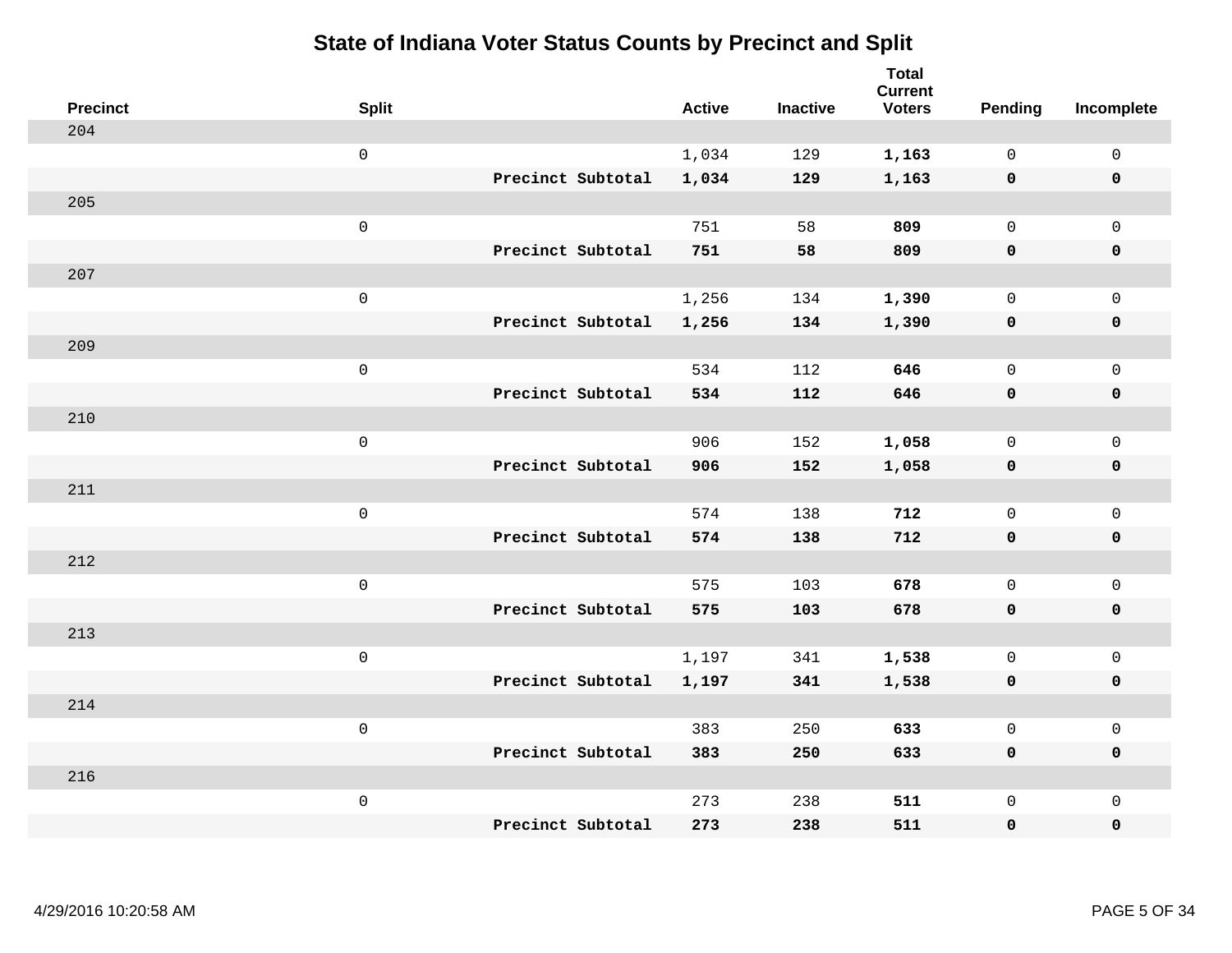# State of Indiana Voter Status Counts by Precinct and Split

| Precinct | Split | | Active | Inactive | Total Current Voters | Pending | Incomplete |
|---|---|---|---|---|---|---|---|
| 204 | | | | | | | |
| | 0 | | 1,034 | 129 | **1,163** | 0 | 0 |
| | | **Precinct Subtotal** | **1,034** | **129** | **1,163** | **0** | **0** |
| 205 | | | | | | | |
| | 0 | | 751 | 58 | **809** | 0 | 0 |
| | | **Precinct Subtotal** | **751** | **58** | **809** | **0** | **0** |
| 207 | | | | | | | |
| | 0 | | 1,256 | 134 | **1,390** | 0 | 0 |
| | | **Precinct Subtotal** | **1,256** | **134** | **1,390** | **0** | **0** |
| 209 | | | | | | | |
| | 0 | | 534 | 112 | **646** | 0 | 0 |
| | | **Precinct Subtotal** | **534** | **112** | **646** | **0** | **0** |
| 210 | | | | | | | |
| | 0 | | 906 | 152 | **1,058** | 0 | 0 |
| | | **Precinct Subtotal** | **906** | **152** | **1,058** | **0** | **0** |
| 211 | | | | | | | |
| | 0 | | 574 | 138 | **712** | 0 | 0 |
| | | **Precinct Subtotal** | **574** | **138** | **712** | **0** | **0** |
| 212 | | | | | | | |
| | 0 | | 575 | 103 | **678** | 0 | 0 |
| | | **Precinct Subtotal** | **575** | **103** | **678** | **0** | **0** |
| 213 | | | | | | | |
| | 0 | | 1,197 | 341 | **1,538** | 0 | 0 |
| | | **Precinct Subtotal** | **1,197** | **341** | **1,538** | **0** | **0** |
| 214 | | | | | | | |
| | 0 | | 383 | 250 | **633** | 0 | 0 |
| | | **Precinct Subtotal** | **383** | **250** | **633** | **0** | **0** |
| 216 | | | | | | | |
| | 0 | | 273 | 238 | **511** | 0 | 0 |
| | | **Precinct Subtotal** | **273** | **238** | **511** | **0** | **0** |

4/29/2016 10:20:58 AM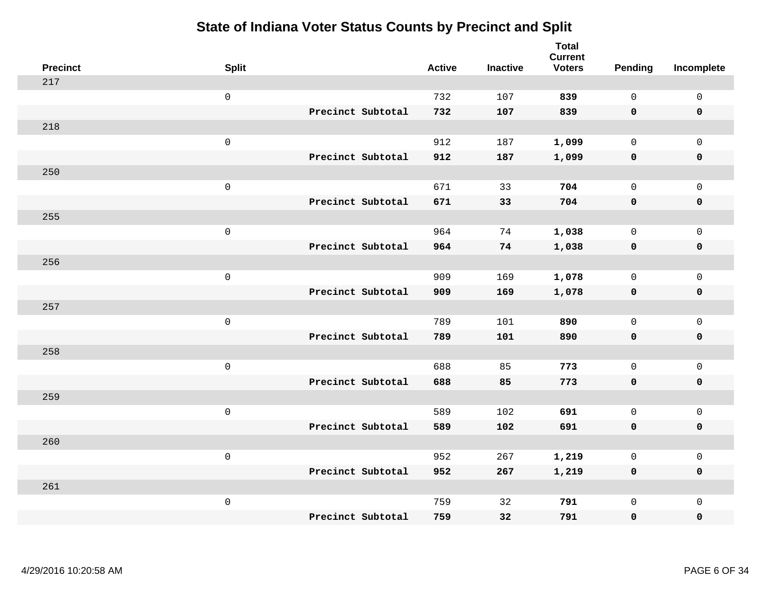# State of Indiana Voter Status Counts by Precinct and Split

| Precinct | Split | | Active | Inactive | Total Current Voters | Pending | Incomplete |
|---|---|---|---|---|---|---|---|
| 217 | | | | | | | |
| | 0 | | 732 | 107 | **839** | 0 | 0 |
| | | **Precinct Subtotal** | **732** | **107** | **839** | **0** | **0** |
| 218 | | | | | | | |
| | 0 | | 912 | 187 | **1,099** | 0 | 0 |
| | | **Precinct Subtotal** | **912** | **187** | **1,099** | **0** | **0** |
| 250 | | | | | | | |
| | 0 | | 671 | 33 | **704** | 0 | 0 |
| | | **Precinct Subtotal** | **671** | **33** | **704** | **0** | **0** |
| 255 | | | | | | | |
| | 0 | | 964 | 74 | **1,038** | 0 | 0 |
| | | **Precinct Subtotal** | **964** | **74** | **1,038** | **0** | **0** |
| 256 | | | | | | | |
| | 0 | | 909 | 169 | **1,078** | 0 | 0 |
| | | **Precinct Subtotal** | **909** | **169** | **1,078** | **0** | **0** |
| 257 | | | | | | | |
| | 0 | | 789 | 101 | **890** | 0 | 0 |
| | | **Precinct Subtotal** | **789** | **101** | **890** | **0** | **0** |
| 258 | | | | | | | |
| | 0 | | 688 | 85 | **773** | 0 | 0 |
| | | **Precinct Subtotal** | **688** | **85** | **773** | **0** | **0** |
| 259 | | | | | | | |
| | 0 | | 589 | 102 | **691** | 0 | 0 |
| | | **Precinct Subtotal** | **589** | **102** | **691** | **0** | **0** |
| 260 | | | | | | | |
| | 0 | | 952 | 267 | **1,219** | 0 | 0 |
| | | **Precinct Subtotal** | **952** | **267** | **1,219** | **0** | **0** |
| 261 | | | | | | | |
| | 0 | | 759 | 32 | **791** | 0 | 0 |
| | | **Precinct Subtotal** | **759** | **32** | **791** | **0** | **0** |

4/29/2016 10:20:58 AM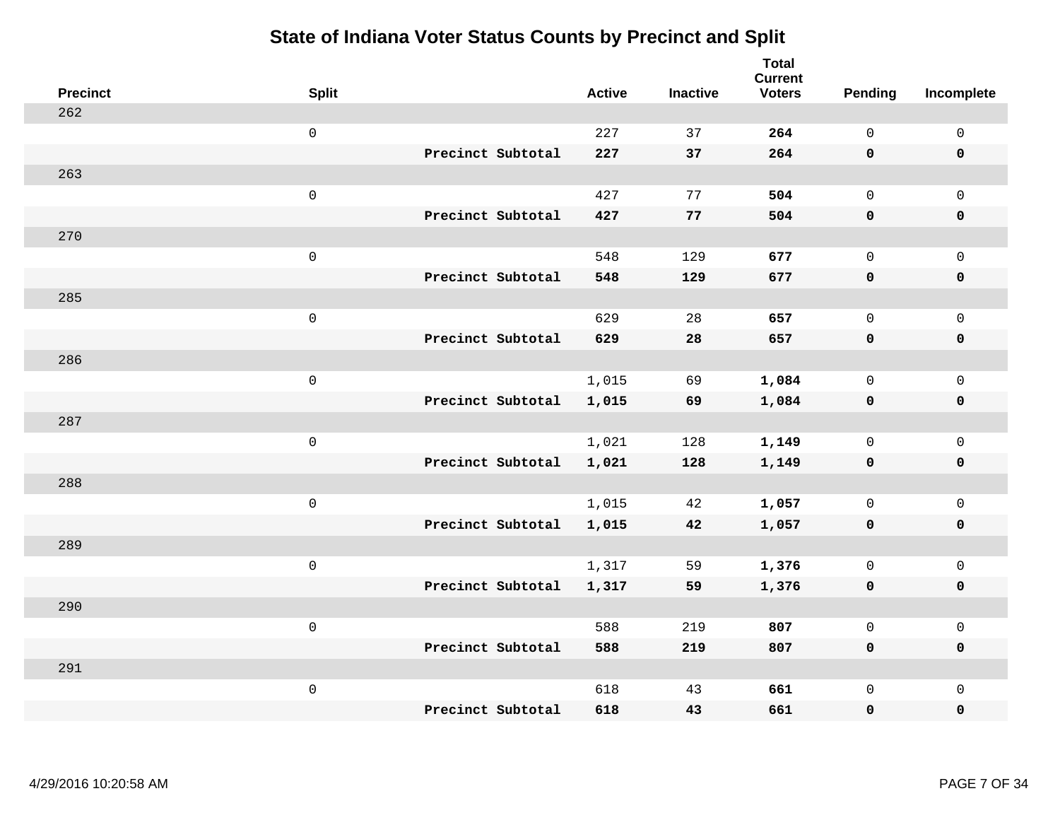# State of Indiana Voter Status Counts by Precinct and Split

| Precinct | Split | | Active | Inactive | Total Current Voters | Pending | Incomplete |
|---|---|---|---|---|---|---|---|
| 262 | | | | | | | |
| | 0 | | 227 | 37 | **264** | 0 | 0 |
| | | **Precinct Subtotal** | **227** | **37** | **264** | **0** | **0** |
| 263 | | | | | | | |
| | 0 | | 427 | 77 | **504** | 0 | 0 |
| | | **Precinct Subtotal** | **427** | **77** | **504** | **0** | **0** |
| 270 | | | | | | | |
| | 0 | | 548 | 129 | **677** | 0 | 0 |
| | | **Precinct Subtotal** | **548** | **129** | **677** | **0** | **0** |
| 285 | | | | | | | |
| | 0 | | 629 | 28 | **657** | 0 | 0 |
| | | **Precinct Subtotal** | **629** | **28** | **657** | **0** | **0** |
| 286 | | | | | | | |
| | 0 | | 1,015 | 69 | **1,084** | 0 | 0 |
| | | **Precinct Subtotal** | **1,015** | **69** | **1,084** | **0** | **0** |
| 287 | | | | | | | |
| | 0 | | 1,021 | 128 | **1,149** | 0 | 0 |
| | | **Precinct Subtotal** | **1,021** | **128** | **1,149** | **0** | **0** |
| 288 | | | | | | | |
| | 0 | | 1,015 | 42 | **1,057** | 0 | 0 |
| | | **Precinct Subtotal** | **1,015** | **42** | **1,057** | **0** | **0** |
| 289 | | | | | | | |
| | 0 | | 1,317 | 59 | **1,376** | 0 | 0 |
| | | **Precinct Subtotal** | **1,317** | **59** | **1,376** | **0** | **0** |
| 290 | | | | | | | |
| | 0 | | 588 | 219 | **807** | 0 | 0 |
| | | **Precinct Subtotal** | **588** | **219** | **807** | **0** | **0** |
| 291 | | | | | | | |
| | 0 | | 618 | 43 | **661** | 0 | 0 |
| | | **Precinct Subtotal** | **618** | **43** | **661** | **0** | **0** |

4/29/2016 10:20:58 AM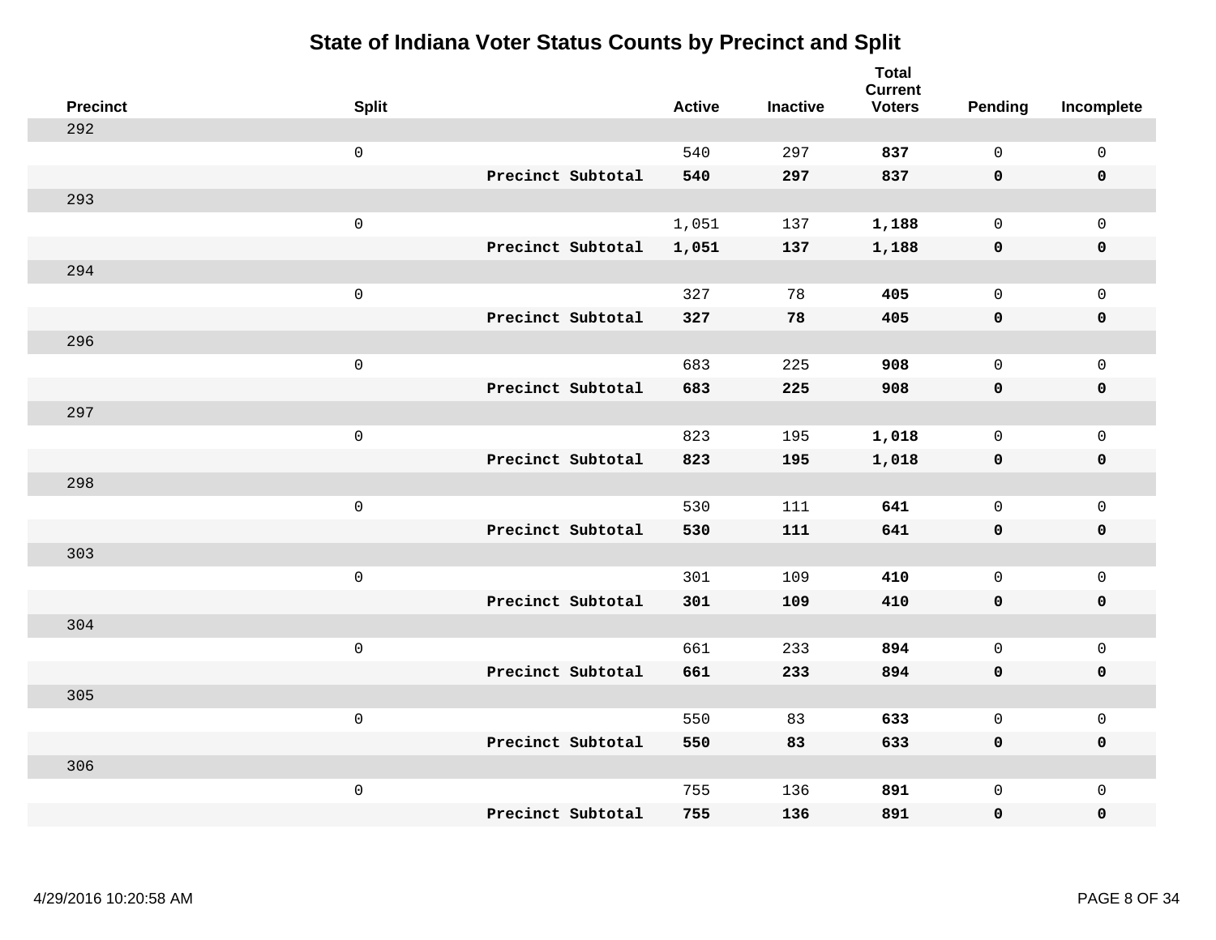# State of Indiana Voter Status Counts by Precinct and Split

| Precinct | Split | | Active | Inactive | Total Current Voters | Pending | Incomplete |
|---|---|---|---|---|---|---|---|
| 292 | | | | | | | |
| | 0 | | 540 | 297 | **837** | 0 | 0 |
| | | **Precinct Subtotal** | **540** | **297** | **837** | **0** | **0** |
| 293 | | | | | | | |
| | 0 | | 1,051 | 137 | **1,188** | 0 | 0 |
| | | **Precinct Subtotal** | **1,051** | **137** | **1,188** | **0** | **0** |
| 294 | | | | | | | |
| | 0 | | 327 | 78 | **405** | 0 | 0 |
| | | **Precinct Subtotal** | **327** | **78** | **405** | **0** | **0** |
| 296 | | | | | | | |
| | 0 | | 683 | 225 | **908** | 0 | 0 |
| | | **Precinct Subtotal** | **683** | **225** | **908** | **0** | **0** |
| 297 | | | | | | | |
| | 0 | | 823 | 195 | **1,018** | 0 | 0 |
| | | **Precinct Subtotal** | **823** | **195** | **1,018** | **0** | **0** |
| 298 | | | | | | | |
| | 0 | | 530 | 111 | **641** | 0 | 0 |
| | | **Precinct Subtotal** | **530** | **111** | **641** | **0** | **0** |
| 303 | | | | | | | |
| | 0 | | 301 | 109 | **410** | 0 | 0 |
| | | **Precinct Subtotal** | **301** | **109** | **410** | **0** | **0** |
| 304 | | | | | | | |
| | 0 | | 661 | 233 | **894** | 0 | 0 |
| | | **Precinct Subtotal** | **661** | **233** | **894** | **0** | **0** |
| 305 | | | | | | | |
| | 0 | | 550 | 83 | **633** | 0 | 0 |
| | | **Precinct Subtotal** | **550** | **83** | **633** | **0** | **0** |
| 306 | | | | | | | |
| | 0 | | 755 | 136 | **891** | 0 | 0 |
| | | **Precinct Subtotal** | **755** | **136** | **891** | **0** | **0** |

4/29/2016 10:20:58 AM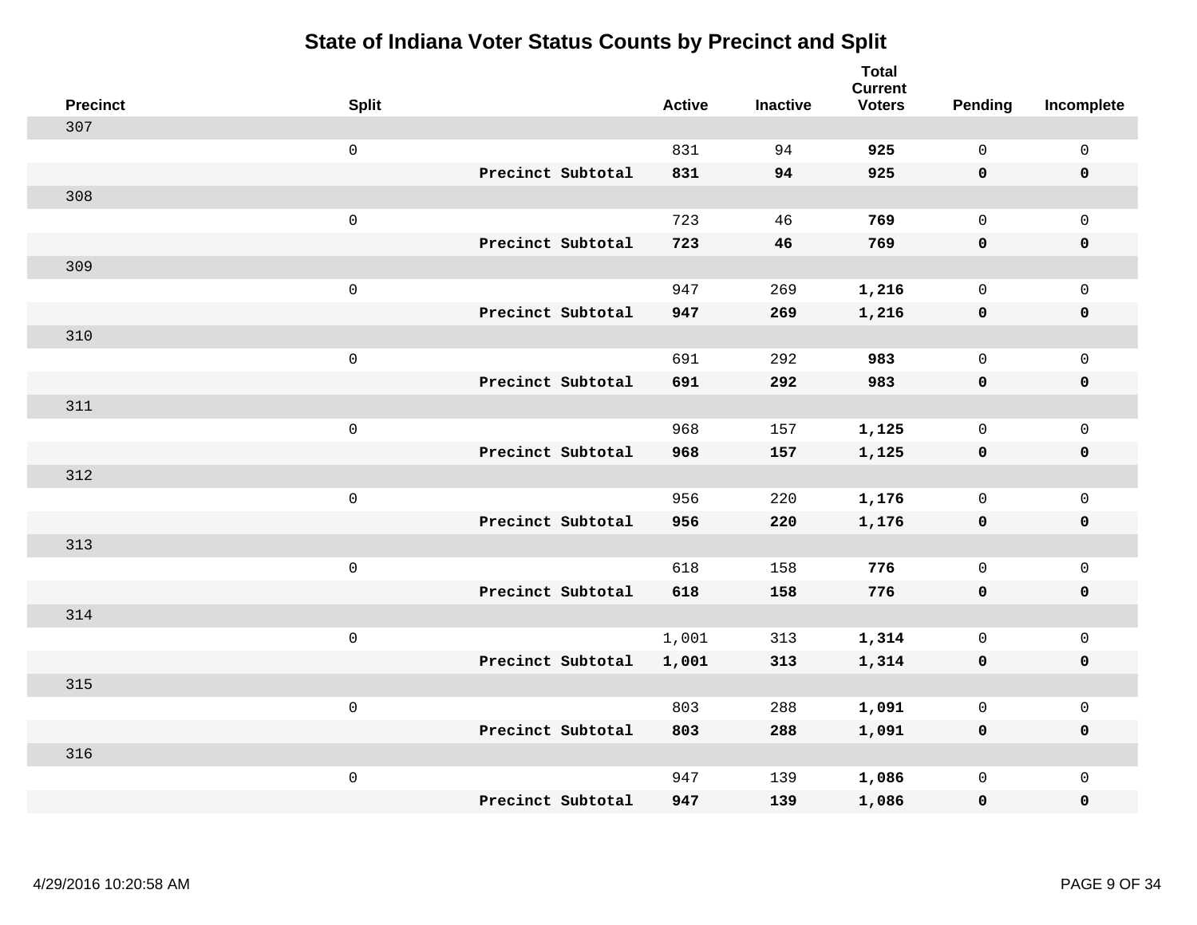# State of Indiana Voter Status Counts by Precinct and Split

| Precinct | Split | | Active | Inactive | Total Current Voters | Pending | Incomplete |
|---|---|---|---|---|---|---|---|
| 307 | | | | | | | |
| | 0 | | 831 | 94 | **925** | 0 | 0 |
| | | **Precinct Subtotal** | **831** | **94** | **925** | **0** | **0** |
| 308 | | | | | | | |
| | 0 | | 723 | 46 | **769** | 0 | 0 |
| | | **Precinct Subtotal** | **723** | **46** | **769** | **0** | **0** |
| 309 | | | | | | | |
| | 0 | | 947 | 269 | **1,216** | 0 | 0 |
| | | **Precinct Subtotal** | **947** | **269** | **1,216** | **0** | **0** |
| 310 | | | | | | | |
| | 0 | | 691 | 292 | **983** | 0 | 0 |
| | | **Precinct Subtotal** | **691** | **292** | **983** | **0** | **0** |
| 311 | | | | | | | |
| | 0 | | 968 | 157 | **1,125** | 0 | 0 |
| | | **Precinct Subtotal** | **968** | **157** | **1,125** | **0** | **0** |
| 312 | | | | | | | |
| | 0 | | 956 | 220 | **1,176** | 0 | 0 |
| | | **Precinct Subtotal** | **956** | **220** | **1,176** | **0** | **0** |
| 313 | | | | | | | |
| | 0 | | 618 | 158 | **776** | 0 | 0 |
| | | **Precinct Subtotal** | **618** | **158** | **776** | **0** | **0** |
| 314 | | | | | | | |
| | 0 | | 1,001 | 313 | **1,314** | 0 | 0 |
| | | **Precinct Subtotal** | **1,001** | **313** | **1,314** | **0** | **0** |
| 315 | | | | | | | |
| | 0 | | 803 | 288 | **1,091** | 0 | 0 |
| | | **Precinct Subtotal** | **803** | **288** | **1,091** | **0** | **0** |
| 316 | | | | | | | |
| | 0 | | 947 | 139 | **1,086** | 0 | 0 |
| | | **Precinct Subtotal** | **947** | **139** | **1,086** | **0** | **0** |

4/29/2016 10:20:58 AM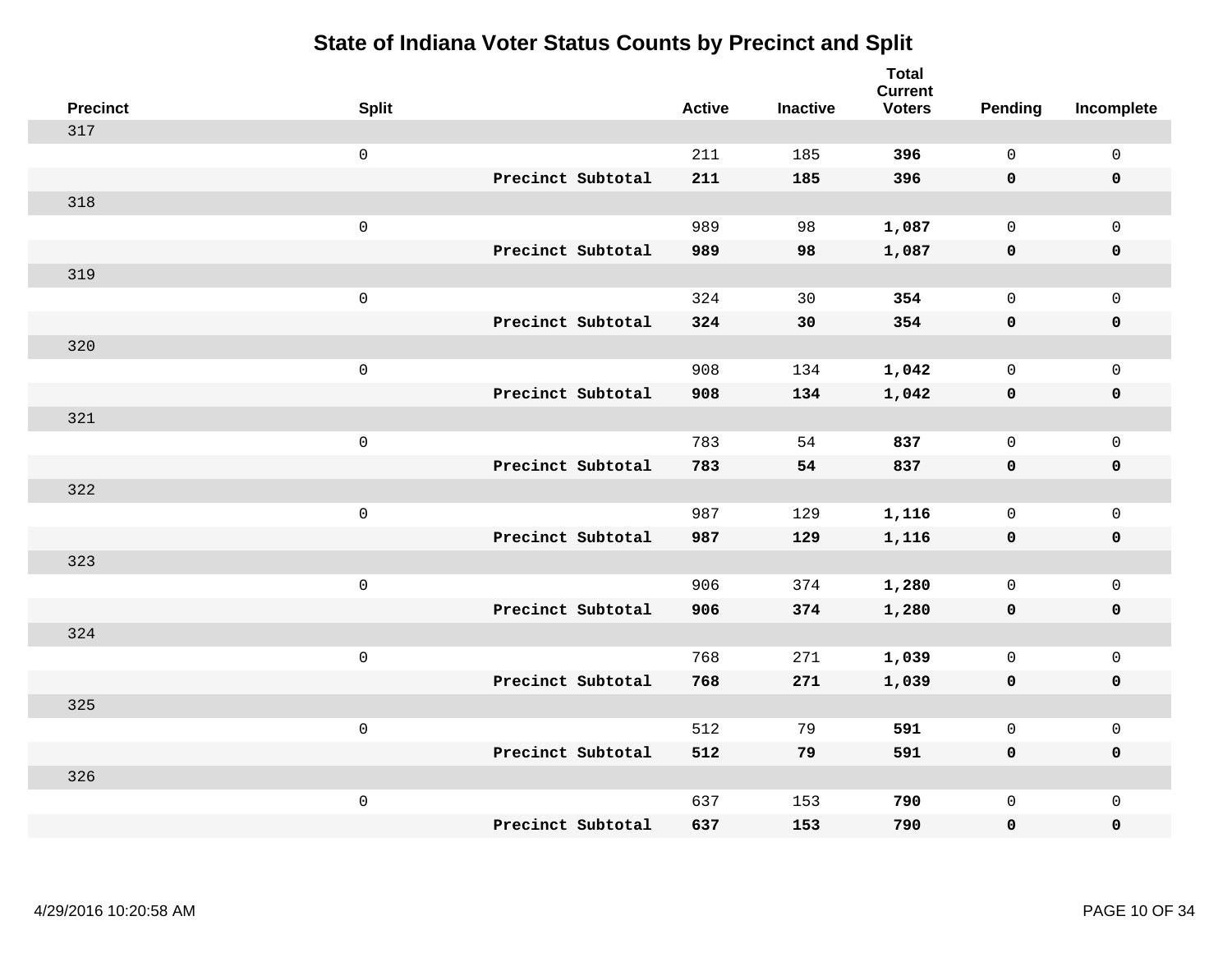# State of Indiana Voter Status Counts by Precinct and Split

| Precinct | Split | | Active | Inactive | Total Current Voters | Pending | Incomplete |
|---|---|---|---|---|---|---|---|
| 317 | | | | | | | |
| | 0 | | 211 | 185 | **396** | 0 | 0 |
| | | **Precinct Subtotal** | **211** | **185** | **396** | **0** | **0** |
| 318 | | | | | | | |
| | 0 | | 989 | 98 | **1,087** | 0 | 0 |
| | | **Precinct Subtotal** | **989** | **98** | **1,087** | **0** | **0** |
| 319 | | | | | | | |
| | 0 | | 324 | 30 | **354** | 0 | 0 |
| | | **Precinct Subtotal** | **324** | **30** | **354** | **0** | **0** |
| 320 | | | | | | | |
| | 0 | | 908 | 134 | **1,042** | 0 | 0 |
| | | **Precinct Subtotal** | **908** | **134** | **1,042** | **0** | **0** |
| 321 | | | | | | | |
| | 0 | | 783 | 54 | **837** | 0 | 0 |
| | | **Precinct Subtotal** | **783** | **54** | **837** | **0** | **0** |
| 322 | | | | | | | |
| | 0 | | 987 | 129 | **1,116** | 0 | 0 |
| | | **Precinct Subtotal** | **987** | **129** | **1,116** | **0** | **0** |
| 323 | | | | | | | |
| | 0 | | 906 | 374 | **1,280** | 0 | 0 |
| | | **Precinct Subtotal** | **906** | **374** | **1,280** | **0** | **0** |
| 324 | | | | | | | |
| | 0 | | 768 | 271 | **1,039** | 0 | 0 |
| | | **Precinct Subtotal** | **768** | **271** | **1,039** | **0** | **0** |
| 325 | | | | | | | |
| | 0 | | 512 | 79 | **591** | 0 | 0 |
| | | **Precinct Subtotal** | **512** | **79** | **591** | **0** | **0** |
| 326 | | | | | | | |
| | 0 | | 637 | 153 | **790** | 0 | 0 |
| | | **Precinct Subtotal** | **637** | **153** | **790** | **0** | **0** |

4/29/2016 10:20:58 AM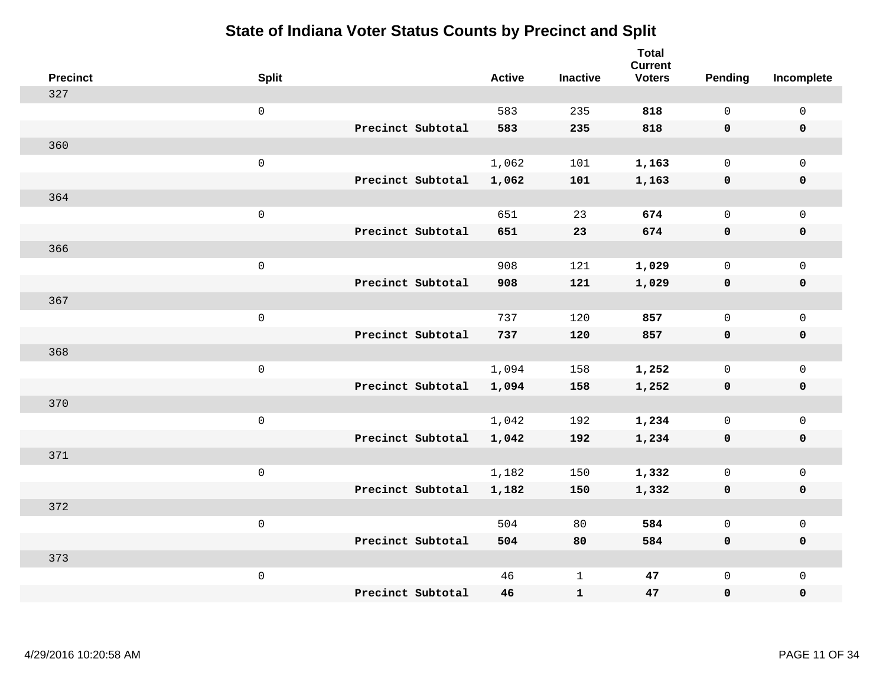# State of Indiana Voter Status Counts by Precinct and Split

| Precinct | Split | | Active | Inactive | Total Current Voters | Pending | Incomplete |
|---|---|---|---|---|---|---|---|
| 327 | | | | | | | |
| | 0 | | 583 | 235 | **818** | 0 | 0 |
| | | **Precinct Subtotal** | **583** | **235** | **818** | **0** | **0** |
| 360 | | | | | | | |
| | 0 | | 1,062 | 101 | **1,163** | 0 | 0 |
| | | **Precinct Subtotal** | **1,062** | **101** | **1,163** | **0** | **0** |
| 364 | | | | | | | |
| | 0 | | 651 | 23 | **674** | 0 | 0 |
| | | **Precinct Subtotal** | **651** | **23** | **674** | **0** | **0** |
| 366 | | | | | | | |
| | 0 | | 908 | 121 | **1,029** | 0 | 0 |
| | | **Precinct Subtotal** | **908** | **121** | **1,029** | **0** | **0** |
| 367 | | | | | | | |
| | 0 | | 737 | 120 | **857** | 0 | 0 |
| | | **Precinct Subtotal** | **737** | **120** | **857** | **0** | **0** |
| 368 | | | | | | | |
| | 0 | | 1,094 | 158 | **1,252** | 0 | 0 |
| | | **Precinct Subtotal** | **1,094** | **158** | **1,252** | **0** | **0** |
| 370 | | | | | | | |
| | 0 | | 1,042 | 192 | **1,234** | 0 | 0 |
| | | **Precinct Subtotal** | **1,042** | **192** | **1,234** | **0** | **0** |
| 371 | | | | | | | |
| | 0 | | 1,182 | 150 | **1,332** | 0 | 0 |
| | | **Precinct Subtotal** | **1,182** | **150** | **1,332** | **0** | **0** |
| 372 | | | | | | | |
| | 0 | | 504 | 80 | **584** | 0 | 0 |
| | | **Precinct Subtotal** | **504** | **80** | **584** | **0** | **0** |
| 373 | | | | | | | |
| | 0 | | 46 | 1 | **47** | 0 | 0 |
| | | **Precinct Subtotal** | **46** | **1** | **47** | **0** | **0** |

4/29/2016 10:20:58 AM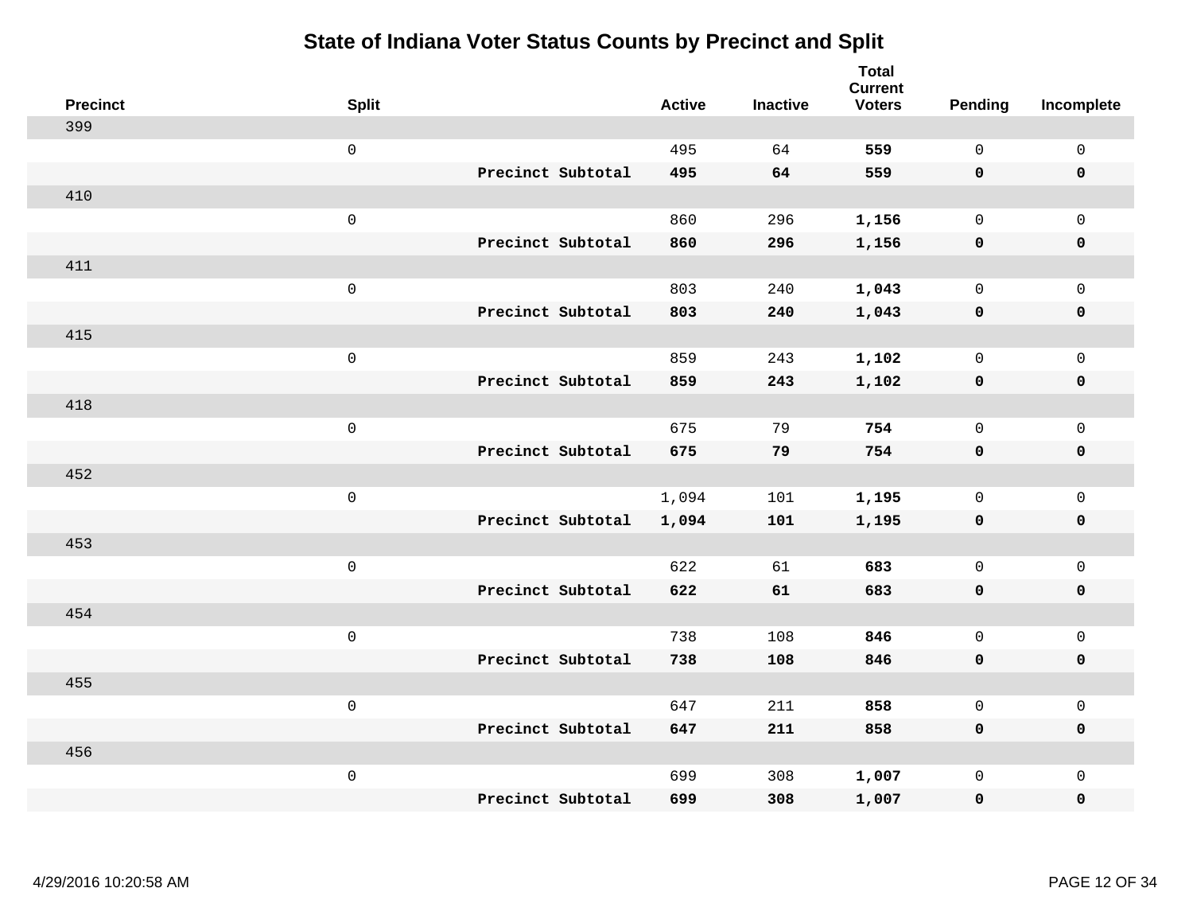# State of Indiana Voter Status Counts by Precinct and Split

| Precinct | Split | | Active | Inactive | Total Current Voters | Pending | Incomplete |
|---|---|---|---|---|---|---|---|
| 399 | | | | | | | |
| | 0 | | 495 | 64 | **559** | 0 | 0 |
| | | **Precinct Subtotal** | **495** | **64** | **559** | **0** | **0** |
| 410 | | | | | | | |
| | 0 | | 860 | 296 | **1,156** | 0 | 0 |
| | | **Precinct Subtotal** | **860** | **296** | **1,156** | **0** | **0** |
| 411 | | | | | | | |
| | 0 | | 803 | 240 | **1,043** | 0 | 0 |
| | | **Precinct Subtotal** | **803** | **240** | **1,043** | **0** | **0** |
| 415 | | | | | | | |
| | 0 | | 859 | 243 | **1,102** | 0 | 0 |
| | | **Precinct Subtotal** | **859** | **243** | **1,102** | **0** | **0** |
| 418 | | | | | | | |
| | 0 | | 675 | 79 | **754** | 0 | 0 |
| | | **Precinct Subtotal** | **675** | **79** | **754** | **0** | **0** |
| 452 | | | | | | | |
| | 0 | | 1,094 | 101 | **1,195** | 0 | 0 |
| | | **Precinct Subtotal** | **1,094** | **101** | **1,195** | **0** | **0** |
| 453 | | | | | | | |
| | 0 | | 622 | 61 | **683** | 0 | 0 |
| | | **Precinct Subtotal** | **622** | **61** | **683** | **0** | **0** |
| 454 | | | | | | | |
| | 0 | | 738 | 108 | **846** | 0 | 0 |
| | | **Precinct Subtotal** | **738** | **108** | **846** | **0** | **0** |
| 455 | | | | | | | |
| | 0 | | 647 | 211 | **858** | 0 | 0 |
| | | **Precinct Subtotal** | **647** | **211** | **858** | **0** | **0** |
| 456 | | | | | | | |
| | 0 | | 699 | 308 | **1,007** | 0 | 0 |
| | | **Precinct Subtotal** | **699** | **308** | **1,007** | **0** | **0** |

4/29/2016 10:20:58 AM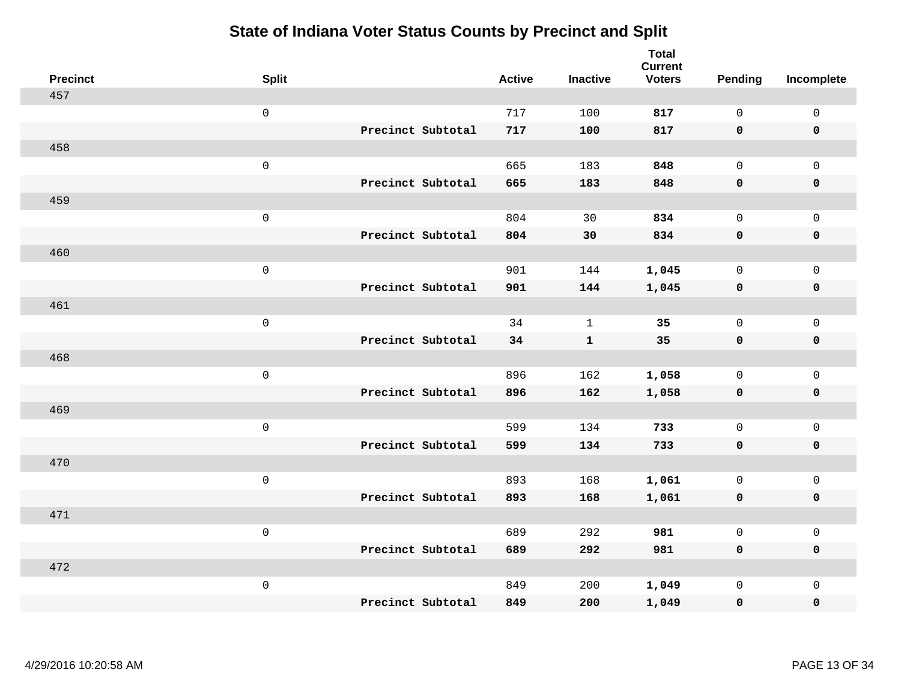# State of Indiana Voter Status Counts by Precinct and Split

| Precinct | Split | | Active | Inactive | Total Current Voters | Pending | Incomplete |
|---|---|---|---|---|---|---|---|
| 457 | | | | | | | |
| | 0 | | 717 | 100 | **817** | 0 | 0 |
| | | **Precinct Subtotal** | **717** | **100** | **817** | **0** | **0** |
| 458 | | | | | | | |
| | 0 | | 665 | 183 | **848** | 0 | 0 |
| | | **Precinct Subtotal** | **665** | **183** | **848** | **0** | **0** |
| 459 | | | | | | | |
| | 0 | | 804 | 30 | **834** | 0 | 0 |
| | | **Precinct Subtotal** | **804** | **30** | **834** | **0** | **0** |
| 460 | | | | | | | |
| | 0 | | 901 | 144 | **1,045** | 0 | 0 |
| | | **Precinct Subtotal** | **901** | **144** | **1,045** | **0** | **0** |
| 461 | | | | | | | |
| | 0 | | 34 | 1 | **35** | 0 | 0 |
| | | **Precinct Subtotal** | **34** | **1** | **35** | **0** | **0** |
| 468 | | | | | | | |
| | 0 | | 896 | 162 | **1,058** | 0 | 0 |
| | | **Precinct Subtotal** | **896** | **162** | **1,058** | **0** | **0** |
| 469 | | | | | | | |
| | 0 | | 599 | 134 | **733** | 0 | 0 |
| | | **Precinct Subtotal** | **599** | **134** | **733** | **0** | **0** |
| 470 | | | | | | | |
| | 0 | | 893 | 168 | **1,061** | 0 | 0 |
| | | **Precinct Subtotal** | **893** | **168** | **1,061** | **0** | **0** |
| 471 | | | | | | | |
| | 0 | | 689 | 292 | **981** | 0 | 0 |
| | | **Precinct Subtotal** | **689** | **292** | **981** | **0** | **0** |
| 472 | | | | | | | |
| | 0 | | 849 | 200 | **1,049** | 0 | 0 |
| | | **Precinct Subtotal** | **849** | **200** | **1,049** | **0** | **0** |

4/29/2016 10:20:58 AM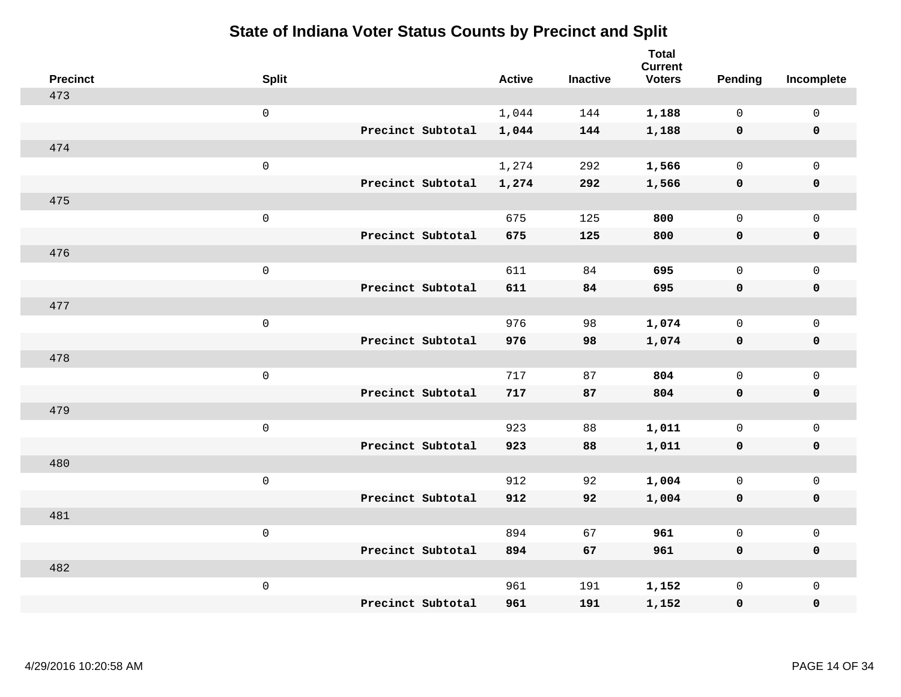# State of Indiana Voter Status Counts by Precinct and Split

| Precinct | Split | | Active | Inactive | Total Current Voters | Pending | Incomplete |
|---|---|---|---|---|---|---|---|
| 473 | | | | | | | |
| | 0 | | 1,044 | 144 | **1,188** | 0 | 0 |
| | | **Precinct Subtotal** | **1,044** | **144** | **1,188** | **0** | **0** |
| 474 | | | | | | | |
| | 0 | | 1,274 | 292 | **1,566** | 0 | 0 |
| | | **Precinct Subtotal** | **1,274** | **292** | **1,566** | **0** | **0** |
| 475 | | | | | | | |
| | 0 | | 675 | 125 | **800** | 0 | 0 |
| | | **Precinct Subtotal** | **675** | **125** | **800** | **0** | **0** |
| 476 | | | | | | | |
| | 0 | | 611 | 84 | **695** | 0 | 0 |
| | | **Precinct Subtotal** | **611** | **84** | **695** | **0** | **0** |
| 477 | | | | | | | |
| | 0 | | 976 | 98 | **1,074** | 0 | 0 |
| | | **Precinct Subtotal** | **976** | **98** | **1,074** | **0** | **0** |
| 478 | | | | | | | |
| | 0 | | 717 | 87 | **804** | 0 | 0 |
| | | **Precinct Subtotal** | **717** | **87** | **804** | **0** | **0** |
| 479 | | | | | | | |
| | 0 | | 923 | 88 | **1,011** | 0 | 0 |
| | | **Precinct Subtotal** | **923** | **88** | **1,011** | **0** | **0** |
| 480 | | | | | | | |
| | 0 | | 912 | 92 | **1,004** | 0 | 0 |
| | | **Precinct Subtotal** | **912** | **92** | **1,004** | **0** | **0** |
| 481 | | | | | | | |
| | 0 | | 894 | 67 | **961** | 0 | 0 |
| | | **Precinct Subtotal** | **894** | **67** | **961** | **0** | **0** |
| 482 | | | | | | | |
| | 0 | | 961 | 191 | **1,152** | 0 | 0 |
| | | **Precinct Subtotal** | **961** | **191** | **1,152** | **0** | **0** |

4/29/2016 10:20:58 AM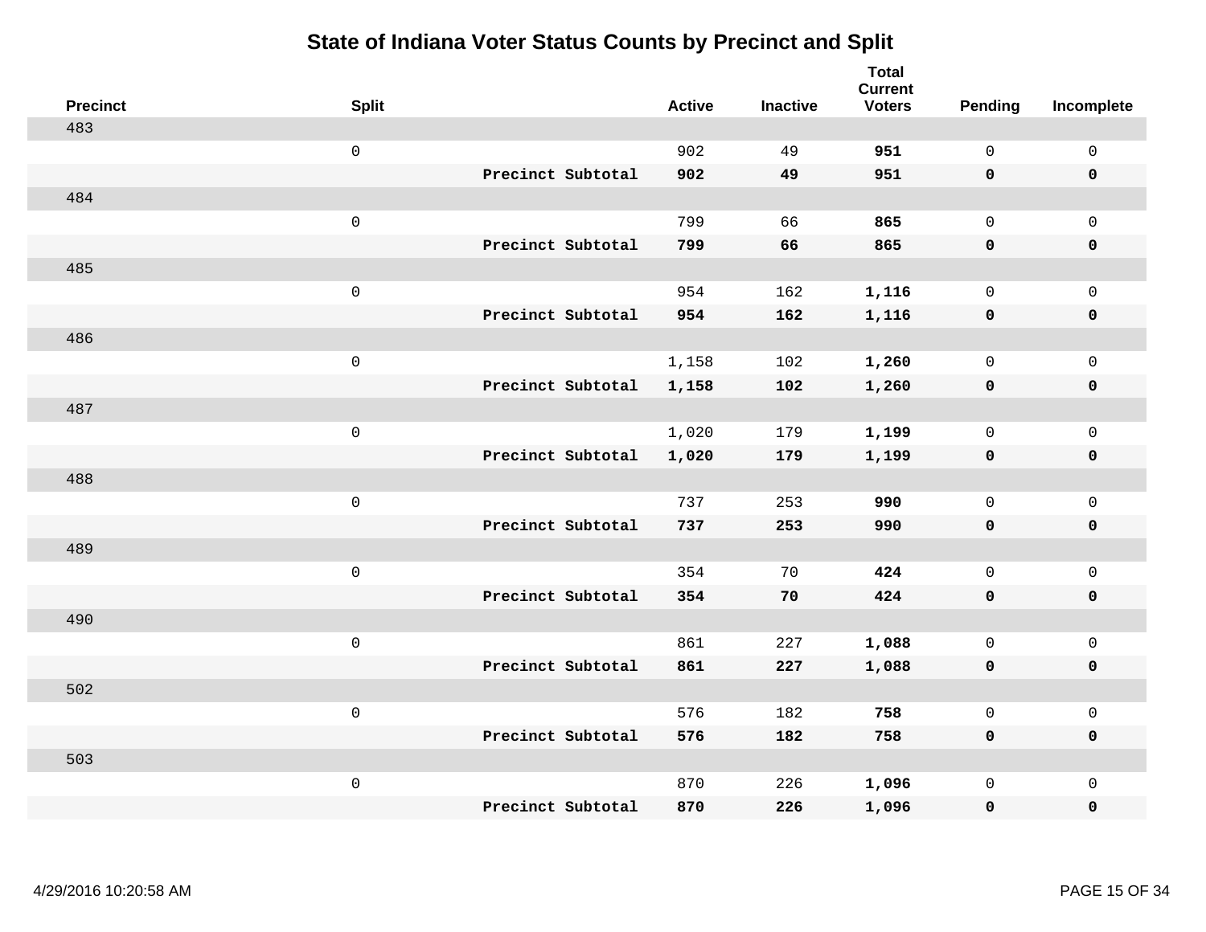# State of Indiana Voter Status Counts by Precinct and Split

| Precinct | Split | | Active | Inactive | Total Current Voters | Pending | Incomplete |
|---|---|---|---|---|---|---|---|
| 483 | | | | | | | |
| | 0 | | 902 | 49 | **951** | 0 | 0 |
| | | **Precinct Subtotal** | **902** | **49** | **951** | **0** | **0** |
| 484 | | | | | | | |
| | 0 | | 799 | 66 | **865** | 0 | 0 |
| | | **Precinct Subtotal** | **799** | **66** | **865** | **0** | **0** |
| 485 | | | | | | | |
| | 0 | | 954 | 162 | **1,116** | 0 | 0 |
| | | **Precinct Subtotal** | **954** | **162** | **1,116** | **0** | **0** |
| 486 | | | | | | | |
| | 0 | | 1,158 | 102 | **1,260** | 0 | 0 |
| | | **Precinct Subtotal** | **1,158** | **102** | **1,260** | **0** | **0** |
| 487 | | | | | | | |
| | 0 | | 1,020 | 179 | **1,199** | 0 | 0 |
| | | **Precinct Subtotal** | **1,020** | **179** | **1,199** | **0** | **0** |
| 488 | | | | | | | |
| | 0 | | 737 | 253 | **990** | 0 | 0 |
| | | **Precinct Subtotal** | **737** | **253** | **990** | **0** | **0** |
| 489 | | | | | | | |
| | 0 | | 354 | 70 | **424** | 0 | 0 |
| | | **Precinct Subtotal** | **354** | **70** | **424** | **0** | **0** |
| 490 | | | | | | | |
| | 0 | | 861 | 227 | **1,088** | 0 | 0 |
| | | **Precinct Subtotal** | **861** | **227** | **1,088** | **0** | **0** |
| 502 | | | | | | | |
| | 0 | | 576 | 182 | **758** | 0 | 0 |
| | | **Precinct Subtotal** | **576** | **182** | **758** | **0** | **0** |
| 503 | | | | | | | |
| | 0 | | 870 | 226 | **1,096** | 0 | 0 |
| | | **Precinct Subtotal** | **870** | **226** | **1,096** | **0** | **0** |

4/29/2016 10:20:58 AM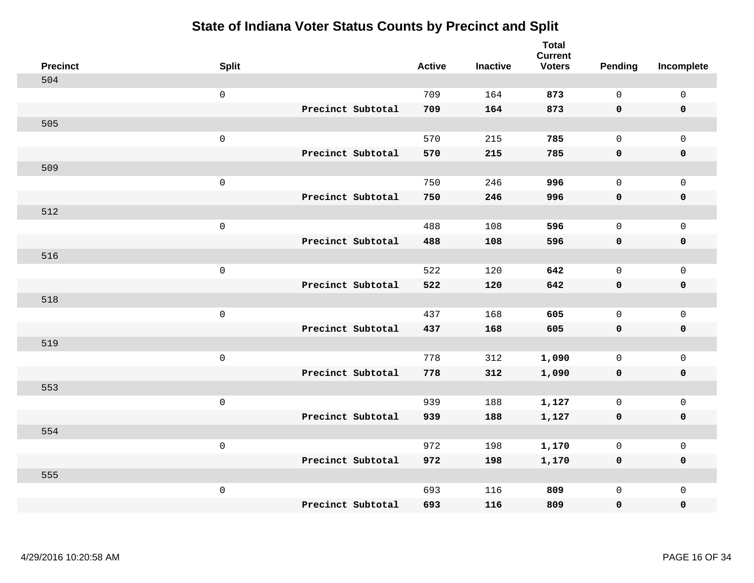# State of Indiana Voter Status Counts by Precinct and Split

| Precinct | Split | | Active | Inactive | Total Current Voters | Pending | Incomplete |
|---|---|---|---|---|---|---|---|
| 504 | | | | | | | |
| | 0 | | 709 | 164 | **873** | 0 | 0 |
| | | **Precinct Subtotal** | **709** | **164** | **873** | **0** | **0** |
| 505 | | | | | | | |
| | 0 | | 570 | 215 | **785** | 0 | 0 |
| | | **Precinct Subtotal** | **570** | **215** | **785** | **0** | **0** |
| 509 | | | | | | | |
| | 0 | | 750 | 246 | **996** | 0 | 0 |
| | | **Precinct Subtotal** | **750** | **246** | **996** | **0** | **0** |
| 512 | | | | | | | |
| | 0 | | 488 | 108 | **596** | 0 | 0 |
| | | **Precinct Subtotal** | **488** | **108** | **596** | **0** | **0** |
| 516 | | | | | | | |
| | 0 | | 522 | 120 | **642** | 0 | 0 |
| | | **Precinct Subtotal** | **522** | **120** | **642** | **0** | **0** |
| 518 | | | | | | | |
| | 0 | | 437 | 168 | **605** | 0 | 0 |
| | | **Precinct Subtotal** | **437** | **168** | **605** | **0** | **0** |
| 519 | | | | | | | |
| | 0 | | 778 | 312 | **1,090** | 0 | 0 |
| | | **Precinct Subtotal** | **778** | **312** | **1,090** | **0** | **0** |
| 553 | | | | | | | |
| | 0 | | 939 | 188 | **1,127** | 0 | 0 |
| | | **Precinct Subtotal** | **939** | **188** | **1,127** | **0** | **0** |
| 554 | | | | | | | |
| | 0 | | 972 | 198 | **1,170** | 0 | 0 |
| | | **Precinct Subtotal** | **972** | **198** | **1,170** | **0** | **0** |
| 555 | | | | | | | |
| | 0 | | 693 | 116 | **809** | 0 | 0 |
| | | **Precinct Subtotal** | **693** | **116** | **809** | **0** | **0** |

4/29/2016 10:20:58 AM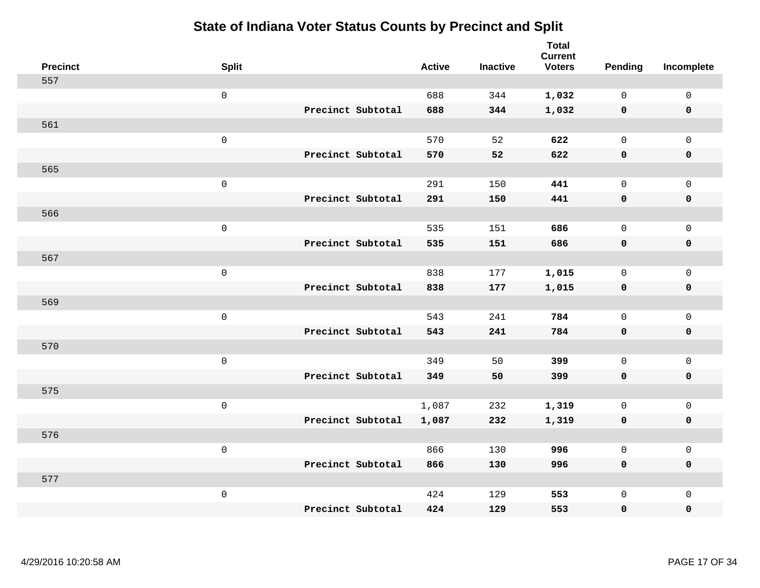# State of Indiana Voter Status Counts by Precinct and Split

| Precinct | Split | | Active | Inactive | Total Current Voters | Pending | Incomplete |
|---|---|---|---|---|---|---|---|
| 557 | | | | | | | |
| | 0 | | 688 | 344 | **1,032** | 0 | 0 |
| | | **Precinct Subtotal** | **688** | **344** | **1,032** | **0** | **0** |
| 561 | | | | | | | |
| | 0 | | 570 | 52 | **622** | 0 | 0 |
| | | **Precinct Subtotal** | **570** | **52** | **622** | **0** | **0** |
| 565 | | | | | | | |
| | 0 | | 291 | 150 | **441** | 0 | 0 |
| | | **Precinct Subtotal** | **291** | **150** | **441** | **0** | **0** |
| 566 | | | | | | | |
| | 0 | | 535 | 151 | **686** | 0 | 0 |
| | | **Precinct Subtotal** | **535** | **151** | **686** | **0** | **0** |
| 567 | | | | | | | |
| | 0 | | 838 | 177 | **1,015** | 0 | 0 |
| | | **Precinct Subtotal** | **838** | **177** | **1,015** | **0** | **0** |
| 569 | | | | | | | |
| | 0 | | 543 | 241 | **784** | 0 | 0 |
| | | **Precinct Subtotal** | **543** | **241** | **784** | **0** | **0** |
| 570 | | | | | | | |
| | 0 | | 349 | 50 | **399** | 0 | 0 |
| | | **Precinct Subtotal** | **349** | **50** | **399** | **0** | **0** |
| 575 | | | | | | | |
| | 0 | | 1,087 | 232 | **1,319** | 0 | 0 |
| | | **Precinct Subtotal** | **1,087** | **232** | **1,319** | **0** | **0** |
| 576 | | | | | | | |
| | 0 | | 866 | 130 | **996** | 0 | 0 |
| | | **Precinct Subtotal** | **866** | **130** | **996** | **0** | **0** |
| 577 | | | | | | | |
| | 0 | | 424 | 129 | **553** | 0 | 0 |
| | | **Precinct Subtotal** | **424** | **129** | **553** | **0** | **0** |

4/29/2016 10:20:58 AM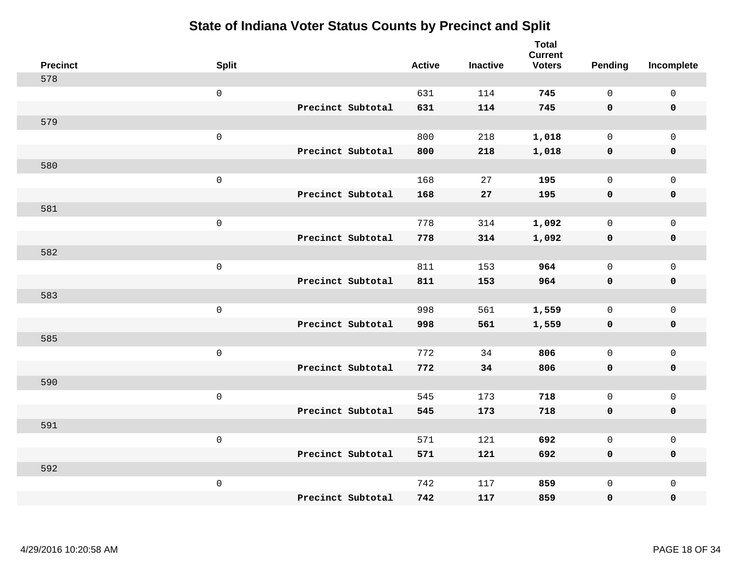# State of Indiana Voter Status Counts by Precinct and Split

| Precinct | Split | | Active | Inactive | Total Current Voters | Pending | Incomplete |
|---|---|---|---|---|---|---|---|
| 578 | | | | | | | |
| | 0 | | 631 | 114 | **745** | 0 | 0 |
| | | **Precinct Subtotal** | **631** | **114** | **745** | **0** | **0** |
| 579 | | | | | | | |
| | 0 | | 800 | 218 | **1,018** | 0 | 0 |
| | | **Precinct Subtotal** | **800** | **218** | **1,018** | **0** | **0** |
| 580 | | | | | | | |
| | 0 | | 168 | 27 | **195** | 0 | 0 |
| | | **Precinct Subtotal** | **168** | **27** | **195** | **0** | **0** |
| 581 | | | | | | | |
| | 0 | | 778 | 314 | **1,092** | 0 | 0 |
| | | **Precinct Subtotal** | **778** | **314** | **1,092** | **0** | **0** |
| 582 | | | | | | | |
| | 0 | | 811 | 153 | **964** | 0 | 0 |
| | | **Precinct Subtotal** | **811** | **153** | **964** | **0** | **0** |
| 583 | | | | | | | |
| | 0 | | 998 | 561 | **1,559** | 0 | 0 |
| | | **Precinct Subtotal** | **998** | **561** | **1,559** | **0** | **0** |
| 585 | | | | | | | |
| | 0 | | 772 | 34 | **806** | 0 | 0 |
| | | **Precinct Subtotal** | **772** | **34** | **806** | **0** | **0** |
| 590 | | | | | | | |
| | 0 | | 545 | 173 | **718** | 0 | 0 |
| | | **Precinct Subtotal** | **545** | **173** | **718** | **0** | **0** |
| 591 | | | | | | | |
| | 0 | | 571 | 121 | **692** | 0 | 0 |
| | | **Precinct Subtotal** | **571** | **121** | **692** | **0** | **0** |
| 592 | | | | | | | |
| | 0 | | 742 | 117 | **859** | 0 | 0 |
| | | **Precinct Subtotal** | **742** | **117** | **859** | **0** | **0** |

4/29/2016 10:20:58 AM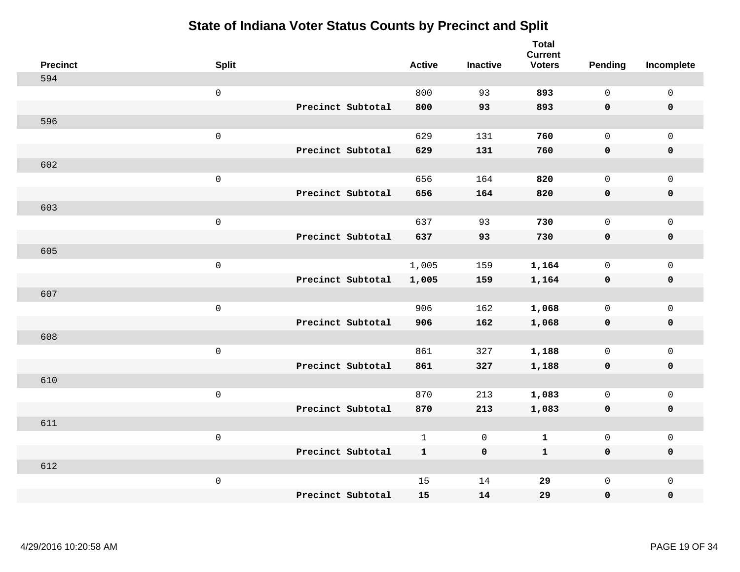# State of Indiana Voter Status Counts by Precinct and Split

| Precinct | Split | | Active | Inactive | Total Current Voters | Pending | Incomplete |
|---|---|---|---|---|---|---|---|
| 594 | | | | | | | |
| | 0 | | 800 | 93 | **893** | 0 | 0 |
| | | **Precinct Subtotal** | **800** | **93** | **893** | **0** | **0** |
| 596 | | | | | | | |
| | 0 | | 629 | 131 | **760** | 0 | 0 |
| | | **Precinct Subtotal** | **629** | **131** | **760** | **0** | **0** |
| 602 | | | | | | | |
| | 0 | | 656 | 164 | **820** | 0 | 0 |
| | | **Precinct Subtotal** | **656** | **164** | **820** | **0** | **0** |
| 603 | | | | | | | |
| | 0 | | 637 | 93 | **730** | 0 | 0 |
| | | **Precinct Subtotal** | **637** | **93** | **730** | **0** | **0** |
| 605 | | | | | | | |
| | 0 | | 1,005 | 159 | **1,164** | 0 | 0 |
| | | **Precinct Subtotal** | **1,005** | **159** | **1,164** | **0** | **0** |
| 607 | | | | | | | |
| | 0 | | 906 | 162 | **1,068** | 0 | 0 |
| | | **Precinct Subtotal** | **906** | **162** | **1,068** | **0** | **0** |
| 608 | | | | | | | |
| | 0 | | 861 | 327 | **1,188** | 0 | 0 |
| | | **Precinct Subtotal** | **861** | **327** | **1,188** | **0** | **0** |
| 610 | | | | | | | |
| | 0 | | 870 | 213 | **1,083** | 0 | 0 |
| | | **Precinct Subtotal** | **870** | **213** | **1,083** | **0** | **0** |
| 611 | | | | | | | |
| | 0 | | 1 | 0 | **1** | 0 | 0 |
| | | **Precinct Subtotal** | **1** | **0** | **1** | **0** | **0** |
| 612 | | | | | | | |
| | 0 | | 15 | 14 | **29** | 0 | 0 |
| | | **Precinct Subtotal** | **15** | **14** | **29** | **0** | **0** |

4/29/2016 10:20:58 AM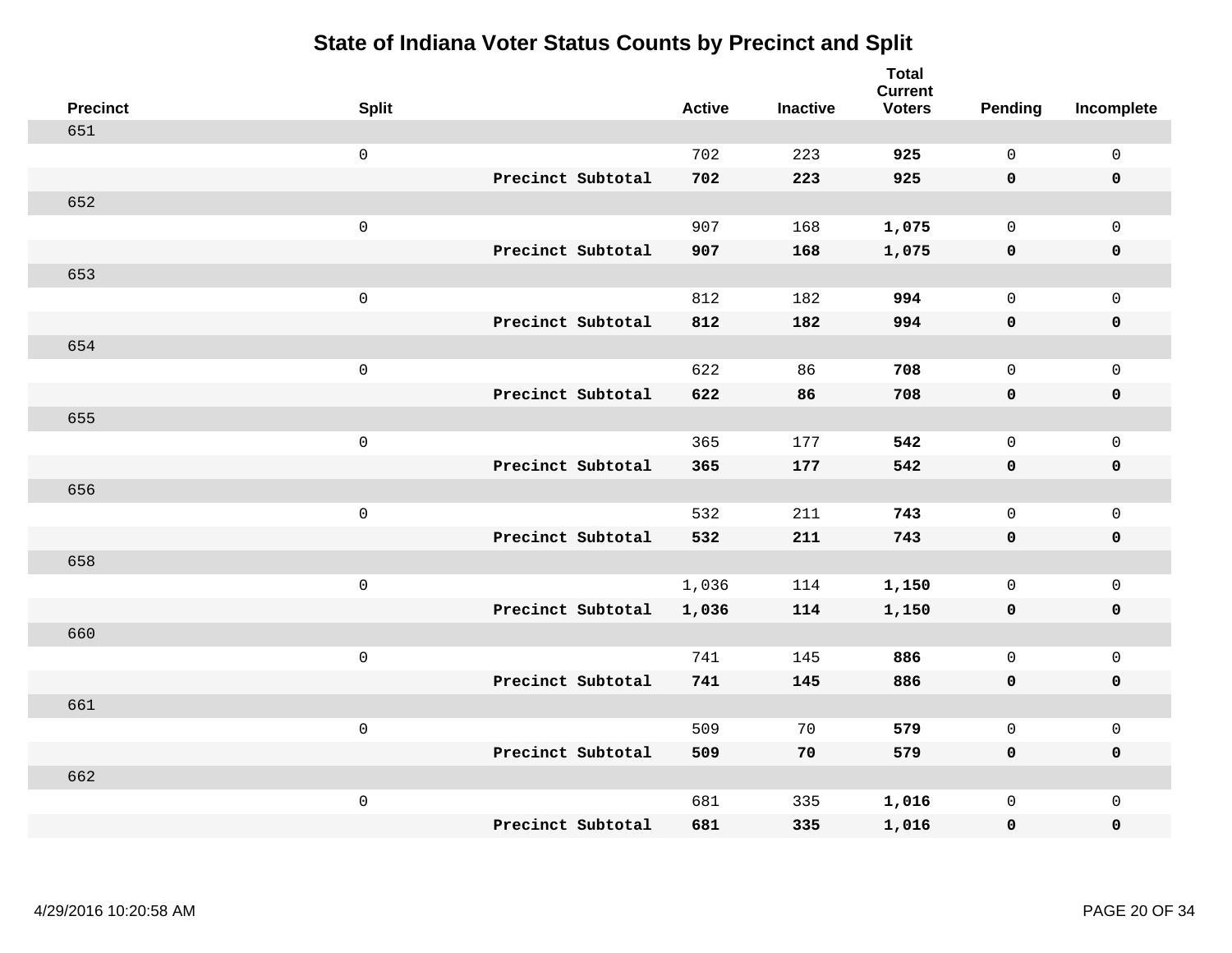# State of Indiana Voter Status Counts by Precinct and Split

| Precinct | Split | | Active | Inactive | Total Current Voters | Pending | Incomplete |
|---|---|---|---|---|---|---|---|
| 651 | | | | | | | |
| | 0 | | 702 | 223 | **925** | 0 | 0 |
| | | **Precinct Subtotal** | **702** | **223** | **925** | **0** | **0** |
| 652 | | | | | | | |
| | 0 | | 907 | 168 | **1,075** | 0 | 0 |
| | | **Precinct Subtotal** | **907** | **168** | **1,075** | **0** | **0** |
| 653 | | | | | | | |
| | 0 | | 812 | 182 | **994** | 0 | 0 |
| | | **Precinct Subtotal** | **812** | **182** | **994** | **0** | **0** |
| 654 | | | | | | | |
| | 0 | | 622 | 86 | **708** | 0 | 0 |
| | | **Precinct Subtotal** | **622** | **86** | **708** | **0** | **0** |
| 655 | | | | | | | |
| | 0 | | 365 | 177 | **542** | 0 | 0 |
| | | **Precinct Subtotal** | **365** | **177** | **542** | **0** | **0** |
| 656 | | | | | | | |
| | 0 | | 532 | 211 | **743** | 0 | 0 |
| | | **Precinct Subtotal** | **532** | **211** | **743** | **0** | **0** |
| 658 | | | | | | | |
| | 0 | | 1,036 | 114 | **1,150** | 0 | 0 |
| | | **Precinct Subtotal** | **1,036** | **114** | **1,150** | **0** | **0** |
| 660 | | | | | | | |
| | 0 | | 741 | 145 | **886** | 0 | 0 |
| | | **Precinct Subtotal** | **741** | **145** | **886** | **0** | **0** |
| 661 | | | | | | | |
| | 0 | | 509 | 70 | **579** | 0 | 0 |
| | | **Precinct Subtotal** | **509** | **70** | **579** | **0** | **0** |
| 662 | | | | | | | |
| | 0 | | 681 | 335 | **1,016** | 0 | 0 |
| | | **Precinct Subtotal** | **681** | **335** | **1,016** | **0** | **0** |

4/29/2016 10:20:58 AM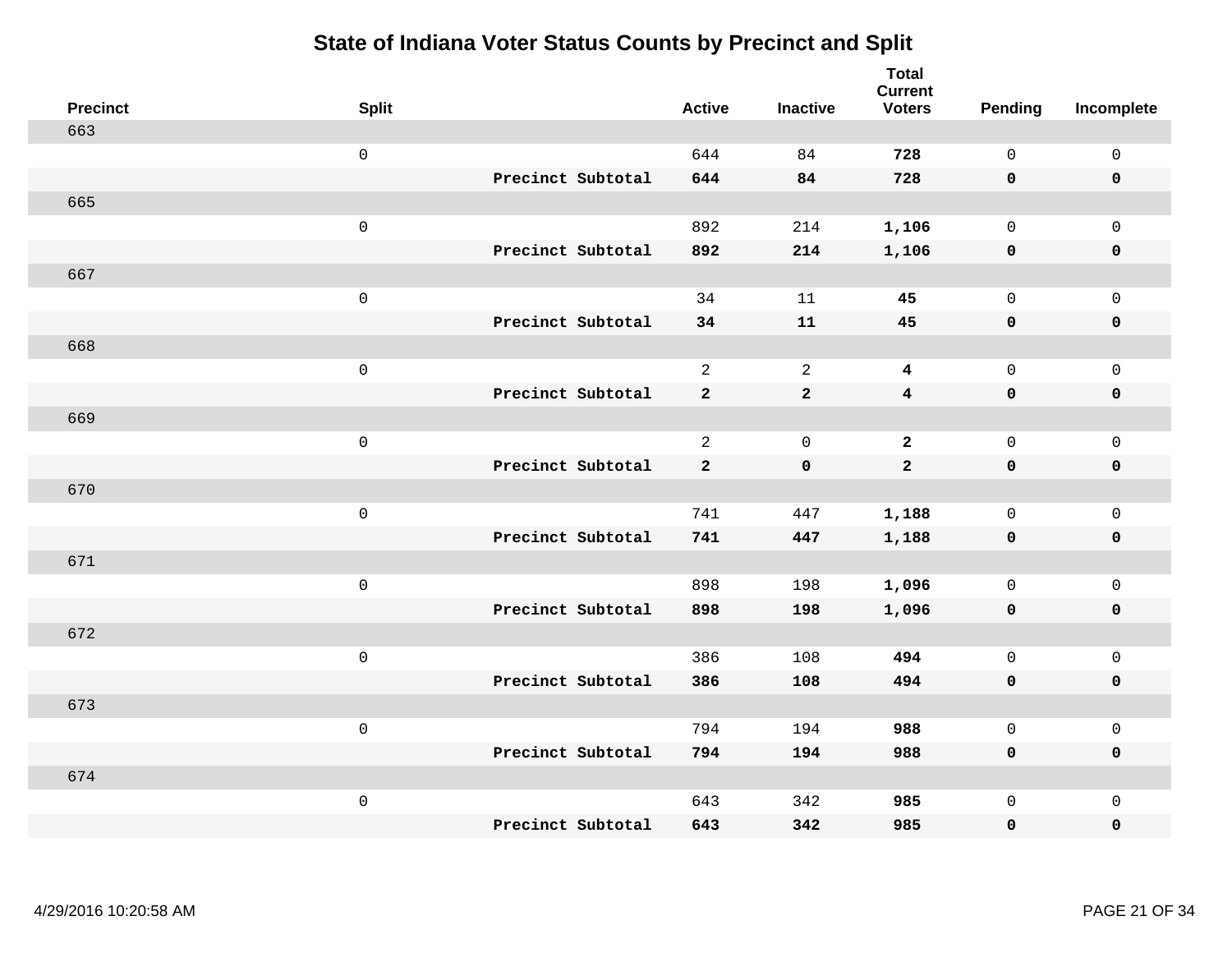# State of Indiana Voter Status Counts by Precinct and Split

| Precinct | Split | | Active | Inactive | Total Current Voters | Pending | Incomplete |
|---|---|---|---|---|---|---|---|
| 663 | | | | | | | |
| | 0 | | 644 | 84 | **728** | 0 | 0 |
| | | **Precinct Subtotal** | **644** | **84** | **728** | **0** | **0** |
| 665 | | | | | | | |
| | 0 | | 892 | 214 | **1,106** | 0 | 0 |
| | | **Precinct Subtotal** | **892** | **214** | **1,106** | **0** | **0** |
| 667 | | | | | | | |
| | 0 | | 34 | 11 | **45** | 0 | 0 |
| | | **Precinct Subtotal** | **34** | **11** | **45** | **0** | **0** |
| 668 | | | | | | | |
| | 0 | | 2 | 2 | **4** | 0 | 0 |
| | | **Precinct Subtotal** | **2** | **2** | **4** | **0** | **0** |
| 669 | | | | | | | |
| | 0 | | 2 | 0 | **2** | 0 | 0 |
| | | **Precinct Subtotal** | **2** | **0** | **2** | **0** | **0** |
| 670 | | | | | | | |
| | 0 | | 741 | 447 | **1,188** | 0 | 0 |
| | | **Precinct Subtotal** | **741** | **447** | **1,188** | **0** | **0** |
| 671 | | | | | | | |
| | 0 | | 898 | 198 | **1,096** | 0 | 0 |
| | | **Precinct Subtotal** | **898** | **198** | **1,096** | **0** | **0** |
| 672 | | | | | | | |
| | 0 | | 386 | 108 | **494** | 0 | 0 |
| | | **Precinct Subtotal** | **386** | **108** | **494** | **0** | **0** |
| 673 | | | | | | | |
| | 0 | | 794 | 194 | **988** | 0 | 0 |
| | | **Precinct Subtotal** | **794** | **194** | **988** | **0** | **0** |
| 674 | | | | | | | |
| | 0 | | 643 | 342 | **985** | 0 | 0 |
| | | **Precinct Subtotal** | **643** | **342** | **985** | **0** | **0** |

4/29/2016 10:20:58 AM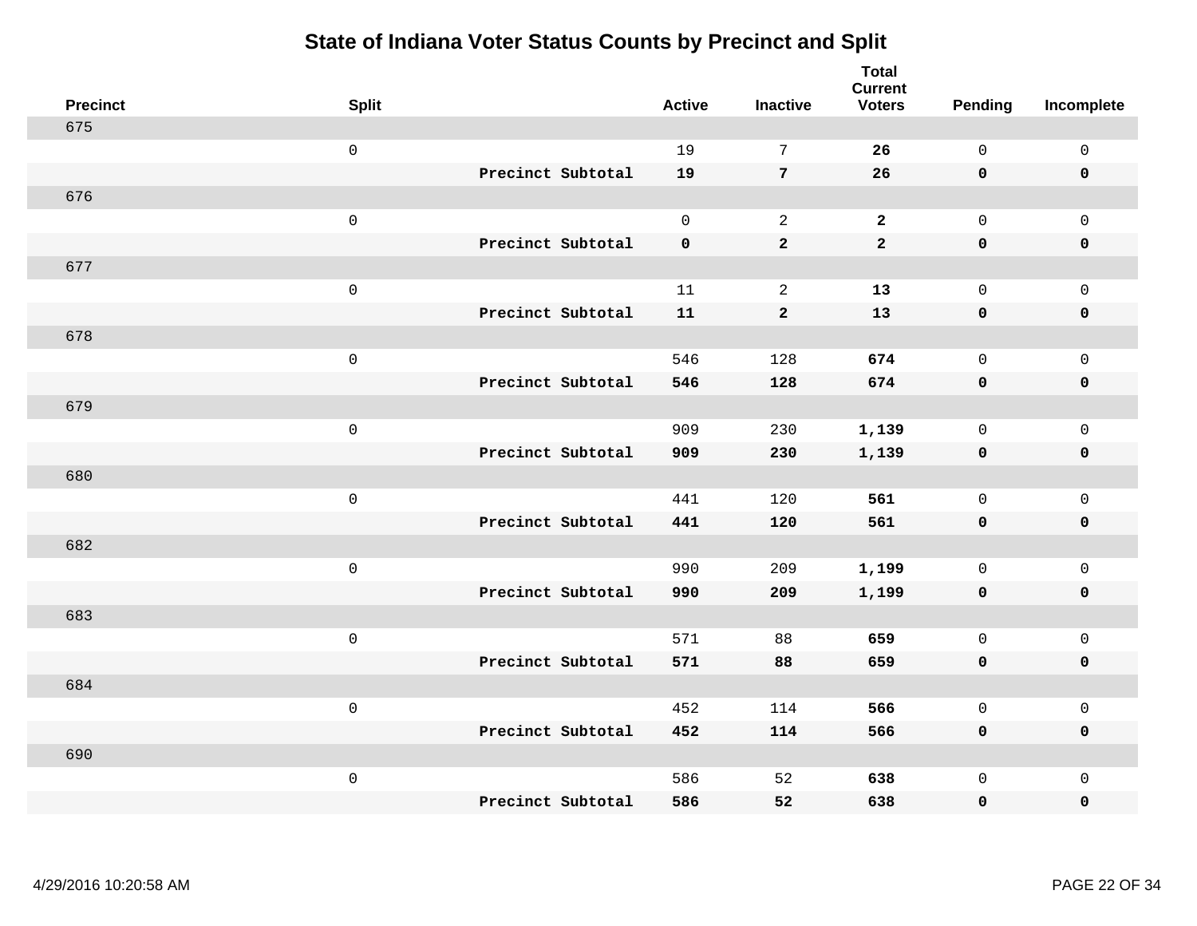# State of Indiana Voter Status Counts by Precinct and Split

| Precinct | Split | | Active | Inactive | Total Current Voters | Pending | Incomplete |
|---|---|---|---|---|---|---|---|
| 675 | | | | | | | |
| | 0 | | 19 | 7 | **26** | 0 | 0 |
| | | **Precinct Subtotal** | **19** | **7** | **26** | **0** | **0** |
| 676 | | | | | | | |
| | 0 | | 0 | 2 | **2** | 0 | 0 |
| | | **Precinct Subtotal** | **0** | **2** | **2** | **0** | **0** |
| 677 | | | | | | | |
| | 0 | | 11 | 2 | **13** | 0 | 0 |
| | | **Precinct Subtotal** | **11** | **2** | **13** | **0** | **0** |
| 678 | | | | | | | |
| | 0 | | 546 | 128 | **674** | 0 | 0 |
| | | **Precinct Subtotal** | **546** | **128** | **674** | **0** | **0** |
| 679 | | | | | | | |
| | 0 | | 909 | 230 | **1,139** | 0 | 0 |
| | | **Precinct Subtotal** | **909** | **230** | **1,139** | **0** | **0** |
| 680 | | | | | | | |
| | 0 | | 441 | 120 | **561** | 0 | 0 |
| | | **Precinct Subtotal** | **441** | **120** | **561** | **0** | **0** |
| 682 | | | | | | | |
| | 0 | | 990 | 209 | **1,199** | 0 | 0 |
| | | **Precinct Subtotal** | **990** | **209** | **1,199** | **0** | **0** |
| 683 | | | | | | | |
| | 0 | | 571 | 88 | **659** | 0 | 0 |
| | | **Precinct Subtotal** | **571** | **88** | **659** | **0** | **0** |
| 684 | | | | | | | |
| | 0 | | 452 | 114 | **566** | 0 | 0 |
| | | **Precinct Subtotal** | **452** | **114** | **566** | **0** | **0** |
| 690 | | | | | | | |
| | 0 | | 586 | 52 | **638** | 0 | 0 |
| | | **Precinct Subtotal** | **586** | **52** | **638** | **0** | **0** |

4/29/2016 10:20:58 AM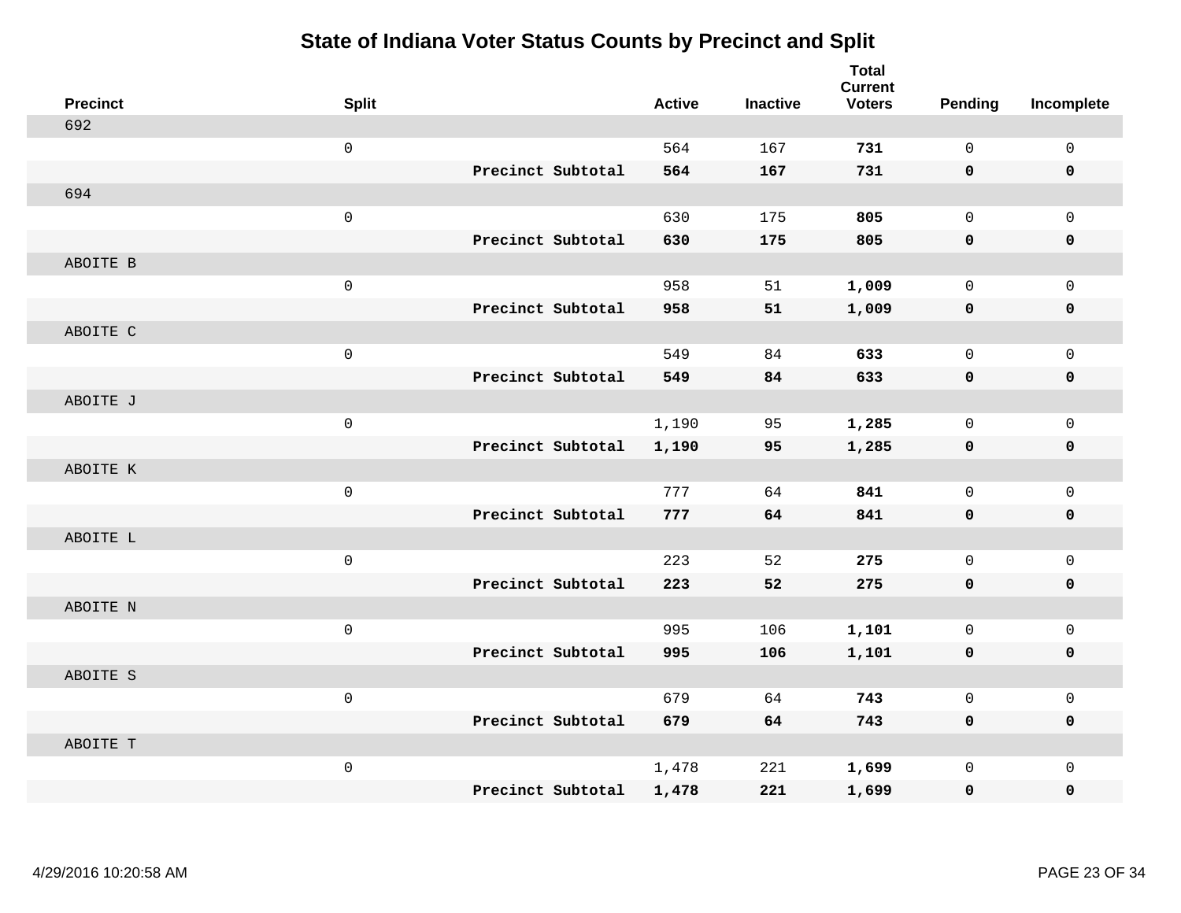# State of Indiana Voter Status Counts by Precinct and Split

| Precinct | Split | | Active | Inactive | Total Current Voters | Pending | Incomplete |
|---|---|---|---|---|---|---|---|
| 692 | | | | | | | |
| | 0 | | 564 | 167 | **731** | 0 | 0 |
| | | **Precinct Subtotal** | **564** | **167** | **731** | **0** | **0** |
| 694 | | | | | | | |
| | 0 | | 630 | 175 | **805** | 0 | 0 |
| | | **Precinct Subtotal** | **630** | **175** | **805** | **0** | **0** |
| ABOITE B | | | | | | | |
| | 0 | | 958 | 51 | **1,009** | 0 | 0 |
| | | **Precinct Subtotal** | **958** | **51** | **1,009** | **0** | **0** |
| ABOITE C | | | | | | | |
| | 0 | | 549 | 84 | **633** | 0 | 0 |
| | | **Precinct Subtotal** | **549** | **84** | **633** | **0** | **0** |
| ABOITE J | | | | | | | |
| | 0 | | 1,190 | 95 | **1,285** | 0 | 0 |
| | | **Precinct Subtotal** | **1,190** | **95** | **1,285** | **0** | **0** |
| ABOITE K | | | | | | | |
| | 0 | | 777 | 64 | **841** | 0 | 0 |
| | | **Precinct Subtotal** | **777** | **64** | **841** | **0** | **0** |
| ABOITE L | | | | | | | |
| | 0 | | 223 | 52 | **275** | 0 | 0 |
| | | **Precinct Subtotal** | **223** | **52** | **275** | **0** | **0** |
| ABOITE N | | | | | | | |
| | 0 | | 995 | 106 | **1,101** | 0 | 0 |
| | | **Precinct Subtotal** | **995** | **106** | **1,101** | **0** | **0** |
| ABOITE S | | | | | | | |
| | 0 | | 679 | 64 | **743** | 0 | 0 |
| | | **Precinct Subtotal** | **679** | **64** | **743** | **0** | **0** |
| ABOITE T | | | | | | | |
| | 0 | | 1,478 | 221 | **1,699** | 0 | 0 |
| | | **Precinct Subtotal** | **1,478** | **221** | **1,699** | **0** | **0** |

4/29/2016 10:20:58 AM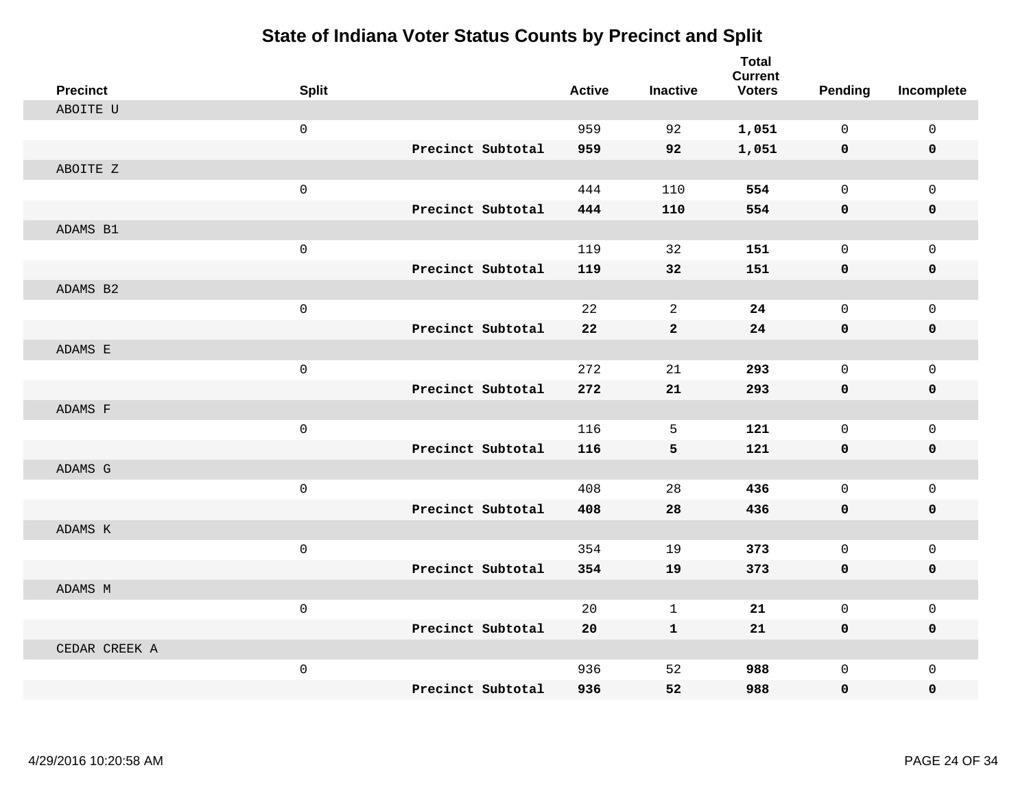# State of Indiana Voter Status Counts by Precinct and Split

| Precinct | Split | | Active | Inactive | Total Current Voters | Pending | Incomplete |
|---|---|---|---|---|---|---|---|
| ABOITE U | | | | | | | |
| | 0 | | 959 | 92 | **1,051** | 0 | 0 |
| | | **Precinct Subtotal** | **959** | **92** | **1,051** | **0** | **0** |
| ABOITE Z | | | | | | | |
| | 0 | | 444 | 110 | **554** | 0 | 0 |
| | | **Precinct Subtotal** | **444** | **110** | **554** | **0** | **0** |
| ADAMS B1 | | | | | | | |
| | 0 | | 119 | 32 | **151** | 0 | 0 |
| | | **Precinct Subtotal** | **119** | **32** | **151** | **0** | **0** |
| ADAMS B2 | | | | | | | |
| | 0 | | 22 | 2 | **24** | 0 | 0 |
| | | **Precinct Subtotal** | **22** | **2** | **24** | **0** | **0** |
| ADAMS E | | | | | | | |
| | 0 | | 272 | 21 | **293** | 0 | 0 |
| | | **Precinct Subtotal** | **272** | **21** | **293** | **0** | **0** |
| ADAMS F | | | | | | | |
| | 0 | | 116 | 5 | **121** | 0 | 0 |
| | | **Precinct Subtotal** | **116** | **5** | **121** | **0** | **0** |
| ADAMS G | | | | | | | |
| | 0 | | 408 | 28 | **436** | 0 | 0 |
| | | **Precinct Subtotal** | **408** | **28** | **436** | **0** | **0** |
| ADAMS K | | | | | | | |
| | 0 | | 354 | 19 | **373** | 0 | 0 |
| | | **Precinct Subtotal** | **354** | **19** | **373** | **0** | **0** |
| ADAMS M | | | | | | | |
| | 0 | | 20 | 1 | **21** | 0 | 0 |
| | | **Precinct Subtotal** | **20** | **1** | **21** | **0** | **0** |
| CEDAR CREEK A | | | | | | | |
| | 0 | | 936 | 52 | **988** | 0 | 0 |
| | | **Precinct Subtotal** | **936** | **52** | **988** | **0** | **0** |

4/29/2016 10:20:58 AM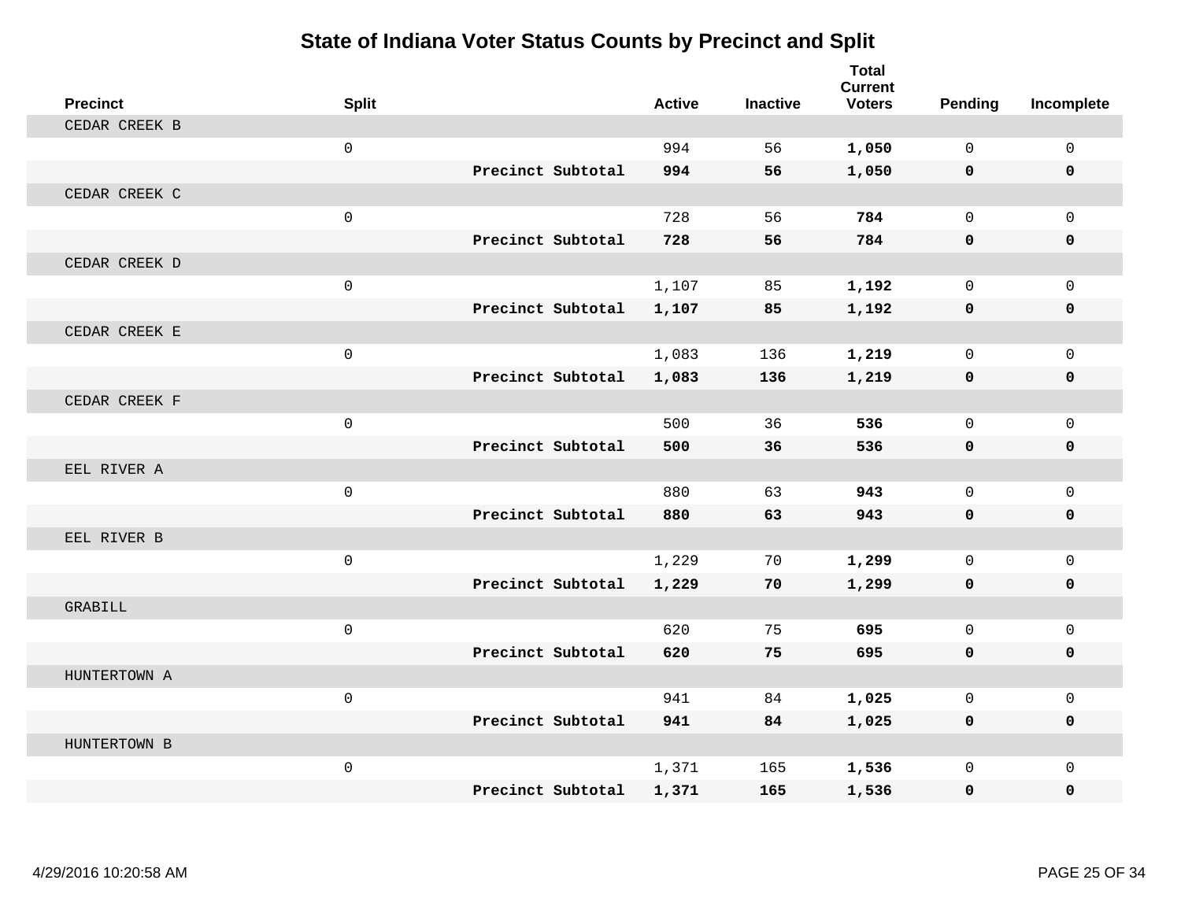# State of Indiana Voter Status Counts by Precinct and Split

| Precinct | Split | | Active | Inactive | Total Current Voters | Pending | Incomplete |
|---|---|---|---|---|---|---|---|
| CEDAR CREEK B | | | | | | | |
| | 0 | | 994 | 56 | **1,050** | 0 | 0 |
| | | **Precinct Subtotal** | **994** | **56** | **1,050** | **0** | **0** |
| CEDAR CREEK C | | | | | | | |
| | 0 | | 728 | 56 | **784** | 0 | 0 |
| | | **Precinct Subtotal** | **728** | **56** | **784** | **0** | **0** |
| CEDAR CREEK D | | | | | | | |
| | 0 | | 1,107 | 85 | **1,192** | 0 | 0 |
| | | **Precinct Subtotal** | **1,107** | **85** | **1,192** | **0** | **0** |
| CEDAR CREEK E | | | | | | | |
| | 0 | | 1,083 | 136 | **1,219** | 0 | 0 |
| | | **Precinct Subtotal** | **1,083** | **136** | **1,219** | **0** | **0** |
| CEDAR CREEK F | | | | | | | |
| | 0 | | 500 | 36 | **536** | 0 | 0 |
| | | **Precinct Subtotal** | **500** | **36** | **536** | **0** | **0** |
| EEL RIVER A | | | | | | | |
| | 0 | | 880 | 63 | **943** | 0 | 0 |
| | | **Precinct Subtotal** | **880** | **63** | **943** | **0** | **0** |
| EEL RIVER B | | | | | | | |
| | 0 | | 1,229 | 70 | **1,299** | 0 | 0 |
| | | **Precinct Subtotal** | **1,229** | **70** | **1,299** | **0** | **0** |
| GRABILL | | | | | | | |
| | 0 | | 620 | 75 | **695** | 0 | 0 |
| | | **Precinct Subtotal** | **620** | **75** | **695** | **0** | **0** |
| HUNTERTOWN A | | | | | | | |
| | 0 | | 941 | 84 | **1,025** | 0 | 0 |
| | | **Precinct Subtotal** | **941** | **84** | **1,025** | **0** | **0** |
| HUNTERTOWN B | | | | | | | |
| | 0 | | 1,371 | 165 | **1,536** | 0 | 0 |
| | | **Precinct Subtotal** | **1,371** | **165** | **1,536** | **0** | **0** |

4/29/2016 10:20:58 AM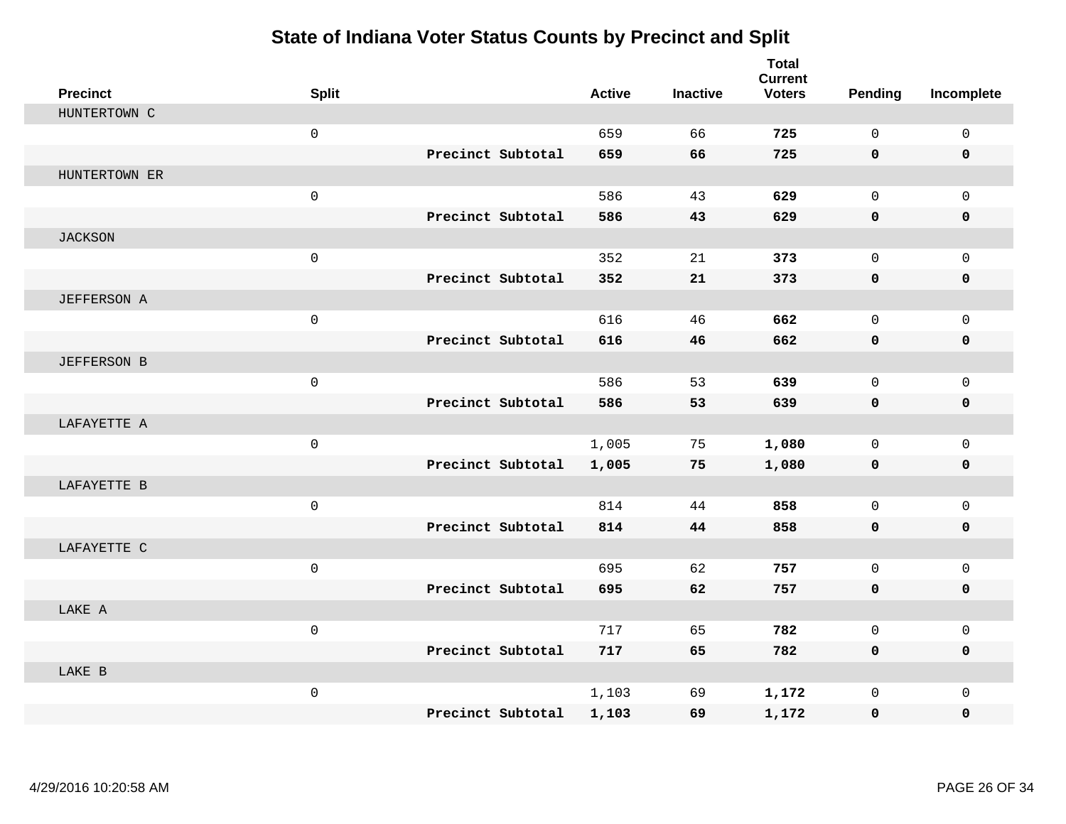# State of Indiana Voter Status Counts by Precinct and Split

| Precinct | Split | | Active | Inactive | Total Current Voters | Pending | Incomplete |
|---|---|---|---|---|---|---|---|
| HUNTERTOWN C | | | | | | | |
| | 0 | | 659 | 66 | **725** | 0 | 0 |
| | | **Precinct Subtotal** | **659** | **66** | **725** | **0** | **0** |
| HUNTERTOWN ER | | | | | | | |
| | 0 | | 586 | 43 | **629** | 0 | 0 |
| | | **Precinct Subtotal** | **586** | **43** | **629** | **0** | **0** |
| JACKSON | | | | | | | |
| | 0 | | 352 | 21 | **373** | 0 | 0 |
| | | **Precinct Subtotal** | **352** | **21** | **373** | **0** | **0** |
| JEFFERSON A | | | | | | | |
| | 0 | | 616 | 46 | **662** | 0 | 0 |
| | | **Precinct Subtotal** | **616** | **46** | **662** | **0** | **0** |
| JEFFERSON B | | | | | | | |
| | 0 | | 586 | 53 | **639** | 0 | 0 |
| | | **Precinct Subtotal** | **586** | **53** | **639** | **0** | **0** |
| LAFAYETTE A | | | | | | | |
| | 0 | | 1,005 | 75 | **1,080** | 0 | 0 |
| | | **Precinct Subtotal** | **1,005** | **75** | **1,080** | **0** | **0** |
| LAFAYETTE B | | | | | | | |
| | 0 | | 814 | 44 | **858** | 0 | 0 |
| | | **Precinct Subtotal** | **814** | **44** | **858** | **0** | **0** |
| LAFAYETTE C | | | | | | | |
| | 0 | | 695 | 62 | **757** | 0 | 0 |
| | | **Precinct Subtotal** | **695** | **62** | **757** | **0** | **0** |
| LAKE A | | | | | | | |
| | 0 | | 717 | 65 | **782** | 0 | 0 |
| | | **Precinct Subtotal** | **717** | **65** | **782** | **0** | **0** |
| LAKE B | | | | | | | |
| | 0 | | 1,103 | 69 | **1,172** | 0 | 0 |
| | | **Precinct Subtotal** | **1,103** | **69** | **1,172** | **0** | **0** |

4/29/2016 10:20:58 AM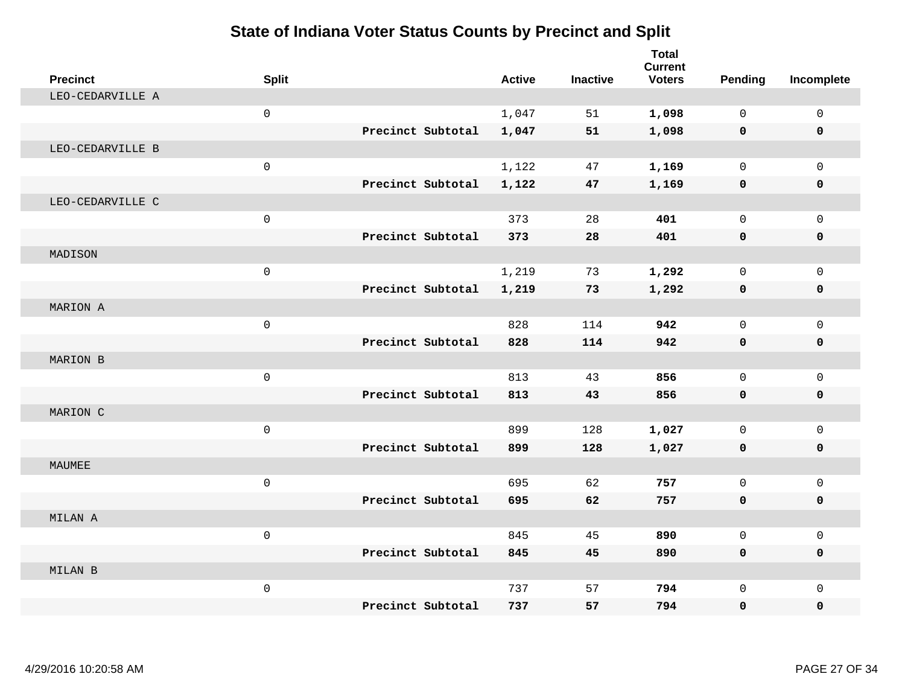# State of Indiana Voter Status Counts by Precinct and Split

| Precinct | Split | | Active | Inactive | Total Current Voters | Pending | Incomplete |
|---|---|---|---|---|---|---|---|
| LEO-CEDARVILLE A | | | | | | | |
| | 0 | | 1,047 | 51 | **1,098** | 0 | 0 |
| | | **Precinct Subtotal** | **1,047** | **51** | **1,098** | **0** | **0** |
| LEO-CEDARVILLE B | | | | | | | |
| | 0 | | 1,122 | 47 | **1,169** | 0 | 0 |
| | | **Precinct Subtotal** | **1,122** | **47** | **1,169** | **0** | **0** |
| LEO-CEDARVILLE C | | | | | | | |
| | 0 | | 373 | 28 | **401** | 0 | 0 |
| | | **Precinct Subtotal** | **373** | **28** | **401** | **0** | **0** |
| MADISON | | | | | | | |
| | 0 | | 1,219 | 73 | **1,292** | 0 | 0 |
| | | **Precinct Subtotal** | **1,219** | **73** | **1,292** | **0** | **0** |
| MARION A | | | | | | | |
| | 0 | | 828 | 114 | **942** | 0 | 0 |
| | | **Precinct Subtotal** | **828** | **114** | **942** | **0** | **0** |
| MARION B | | | | | | | |
| | 0 | | 813 | 43 | **856** | 0 | 0 |
| | | **Precinct Subtotal** | **813** | **43** | **856** | **0** | **0** |
| MARION C | | | | | | | |
| | 0 | | 899 | 128 | **1,027** | 0 | 0 |
| | | **Precinct Subtotal** | **899** | **128** | **1,027** | **0** | **0** |
| MAUMEE | | | | | | | |
| | 0 | | 695 | 62 | **757** | 0 | 0 |
| | | **Precinct Subtotal** | **695** | **62** | **757** | **0** | **0** |
| MILAN A | | | | | | | |
| | 0 | | 845 | 45 | **890** | 0 | 0 |
| | | **Precinct Subtotal** | **845** | **45** | **890** | **0** | **0** |
| MILAN B | | | | | | | |
| | 0 | | 737 | 57 | **794** | 0 | 0 |
| | | **Precinct Subtotal** | **737** | **57** | **794** | **0** | **0** |

4/29/2016 10:20:58 AM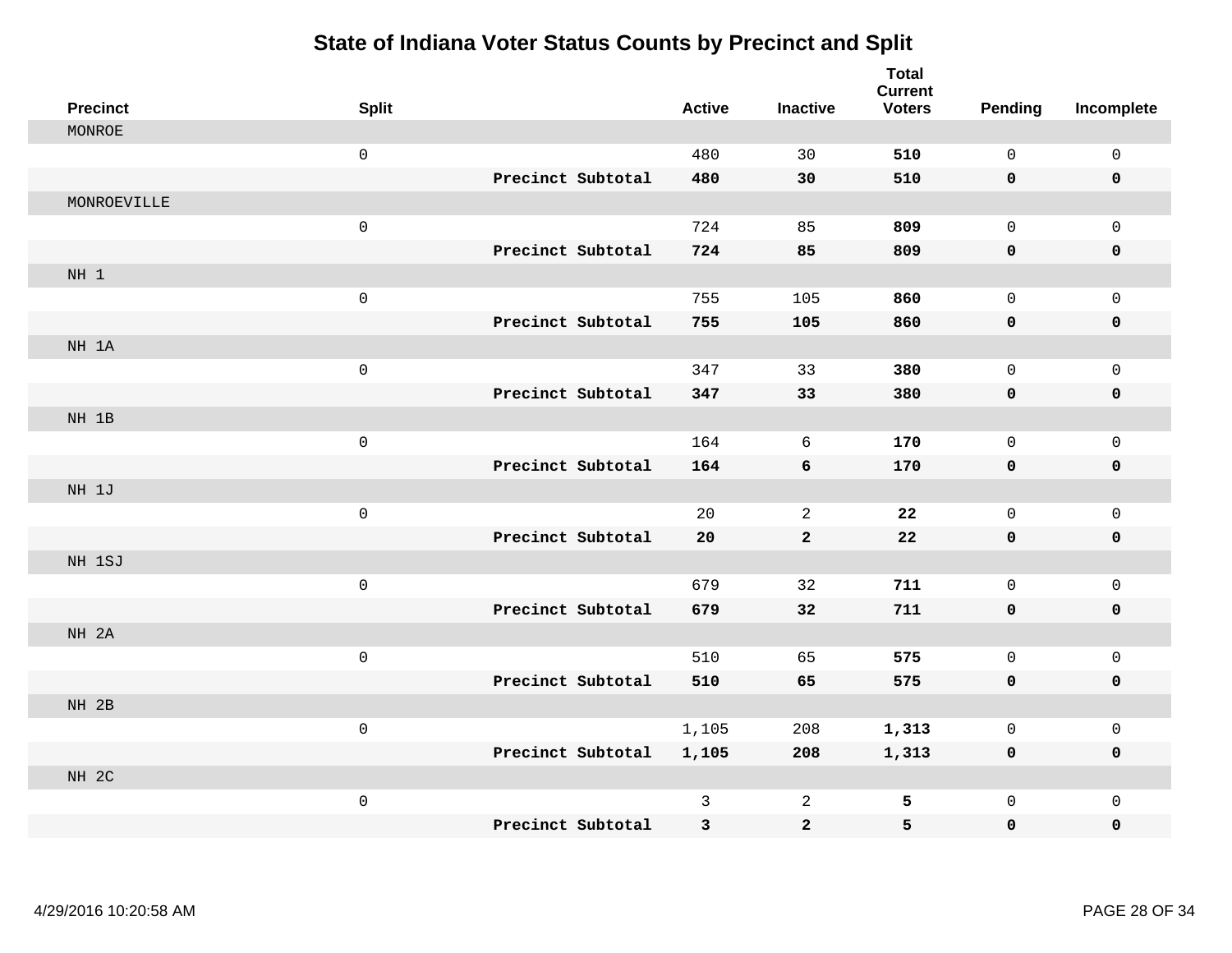# State of Indiana Voter Status Counts by Precinct and Split

| Precinct | Split | | Active | Inactive | Total Current Voters | Pending | Incomplete |
|---|---|---|---|---|---|---|---|
| MONROE | | | | | | | |
| | 0 | | 480 | 30 | **510** | 0 | 0 |
| | | **Precinct Subtotal** | **480** | **30** | **510** | **0** | **0** |
| MONROEVILLE | | | | | | | |
| | 0 | | 724 | 85 | **809** | 0 | 0 |
| | | **Precinct Subtotal** | **724** | **85** | **809** | **0** | **0** |
| NH 1 | | | | | | | |
| | 0 | | 755 | 105 | **860** | 0 | 0 |
| | | **Precinct Subtotal** | **755** | **105** | **860** | **0** | **0** |
| NH 1A | | | | | | | |
| | 0 | | 347 | 33 | **380** | 0 | 0 |
| | | **Precinct Subtotal** | **347** | **33** | **380** | **0** | **0** |
| NH 1B | | | | | | | |
| | 0 | | 164 | 6 | **170** | 0 | 0 |
| | | **Precinct Subtotal** | **164** | **6** | **170** | **0** | **0** |
| NH 1J | | | | | | | |
| | 0 | | 20 | 2 | **22** | 0 | 0 |
| | | **Precinct Subtotal** | **20** | **2** | **22** | **0** | **0** |
| NH 1SJ | | | | | | | |
| | 0 | | 679 | 32 | **711** | 0 | 0 |
| | | **Precinct Subtotal** | **679** | **32** | **711** | **0** | **0** |
| NH 2A | | | | | | | |
| | 0 | | 510 | 65 | **575** | 0 | 0 |
| | | **Precinct Subtotal** | **510** | **65** | **575** | **0** | **0** |
| NH 2B | | | | | | | |
| | 0 | | 1,105 | 208 | **1,313** | 0 | 0 |
| | | **Precinct Subtotal** | **1,105** | **208** | **1,313** | **0** | **0** |
| NH 2C | | | | | | | |
| | 0 | | 3 | 2 | **5** | 0 | 0 |
| | | **Precinct Subtotal** | **3** | **2** | **5** | **0** | **0** |

4/29/2016 10:20:58 AM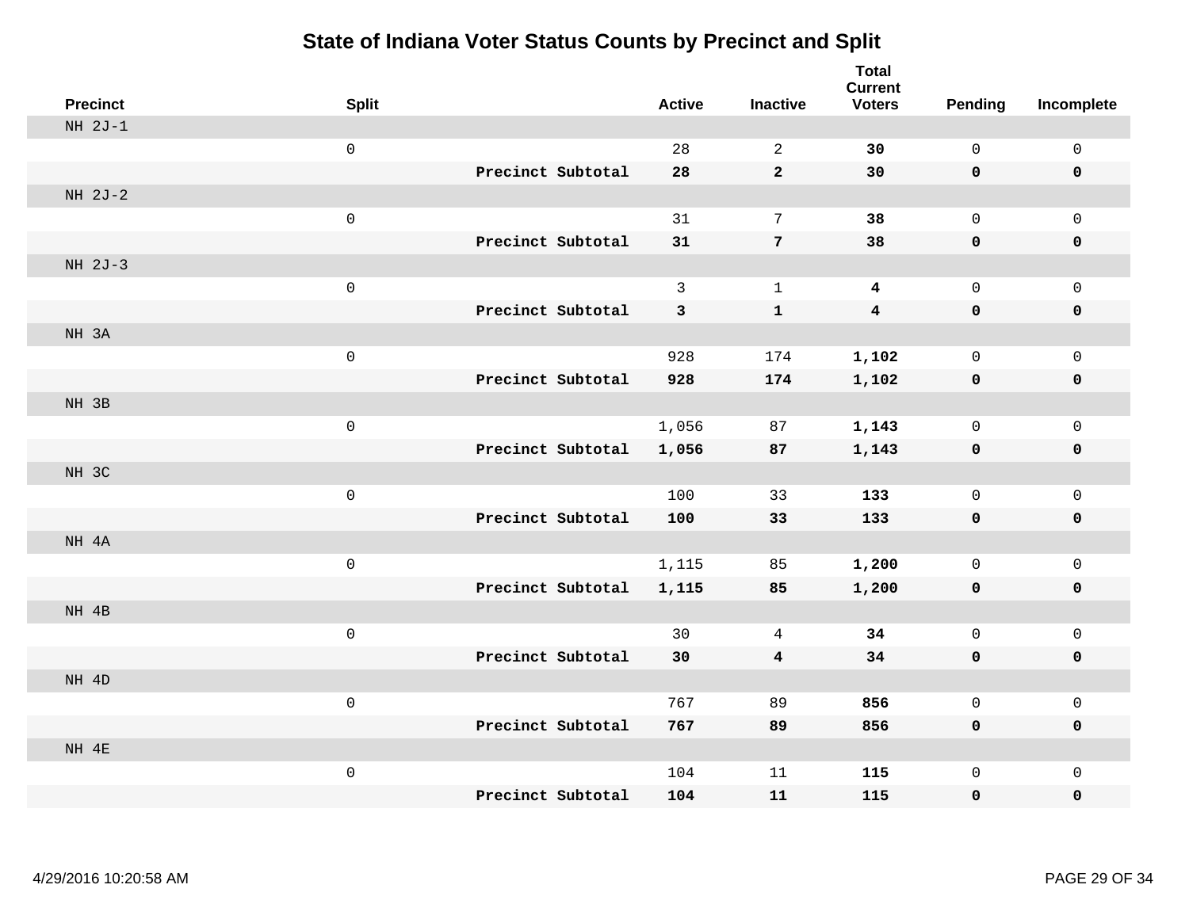# State of Indiana Voter Status Counts by Precinct and Split

| Precinct | Split | | Active | Inactive | Total Current Voters | Pending | Incomplete |
|---|---|---|---|---|---|---|---|
| NH 2J-1 | | | | | | | |
| | 0 | | 28 | 2 | **30** | 0 | 0 |
| | | **Precinct Subtotal** | **28** | **2** | **30** | **0** | **0** |
| NH 2J-2 | | | | | | | |
| | 0 | | 31 | 7 | **38** | 0 | 0 |
| | | **Precinct Subtotal** | **31** | **7** | **38** | **0** | **0** |
| NH 2J-3 | | | | | | | |
| | 0 | | 3 | 1 | **4** | 0 | 0 |
| | | **Precinct Subtotal** | **3** | **1** | **4** | **0** | **0** |
| NH 3A | | | | | | | |
| | 0 | | 928 | 174 | **1,102** | 0 | 0 |
| | | **Precinct Subtotal** | **928** | **174** | **1,102** | **0** | **0** |
| NH 3B | | | | | | | |
| | 0 | | 1,056 | 87 | **1,143** | 0 | 0 |
| | | **Precinct Subtotal** | **1,056** | **87** | **1,143** | **0** | **0** |
| NH 3C | | | | | | | |
| | 0 | | 100 | 33 | **133** | 0 | 0 |
| | | **Precinct Subtotal** | **100** | **33** | **133** | **0** | **0** |
| NH 4A | | | | | | | |
| | 0 | | 1,115 | 85 | **1,200** | 0 | 0 |
| | | **Precinct Subtotal** | **1,115** | **85** | **1,200** | **0** | **0** |
| NH 4B | | | | | | | |
| | 0 | | 30 | 4 | **34** | 0 | 0 |
| | | **Precinct Subtotal** | **30** | **4** | **34** | **0** | **0** |
| NH 4D | | | | | | | |
| | 0 | | 767 | 89 | **856** | 0 | 0 |
| | | **Precinct Subtotal** | **767** | **89** | **856** | **0** | **0** |
| NH 4E | | | | | | | |
| | 0 | | 104 | 11 | **115** | 0 | 0 |
| | | **Precinct Subtotal** | **104** | **11** | **115** | **0** | **0** |

4/29/2016 10:20:58 AM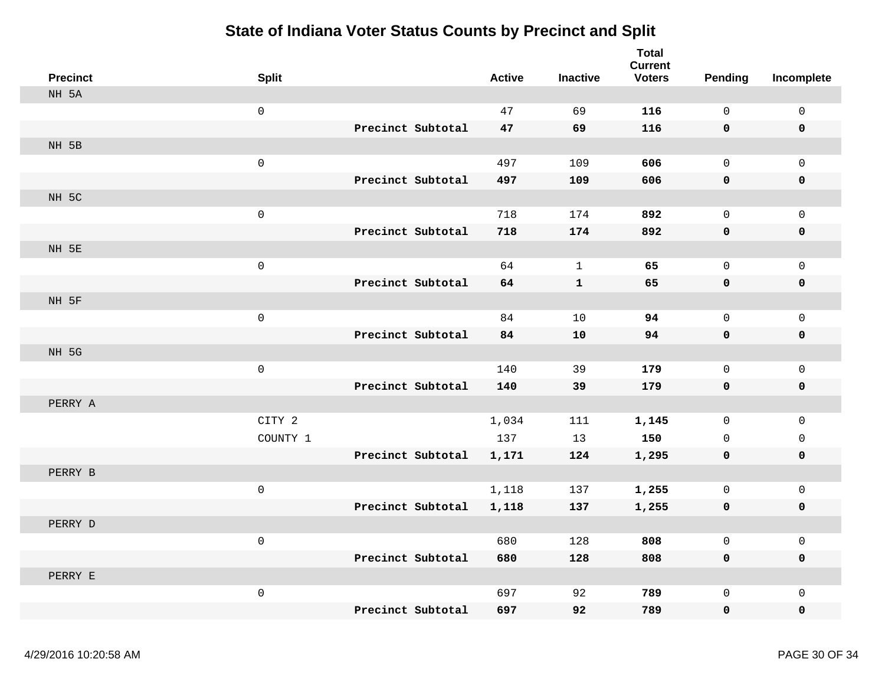# State of Indiana Voter Status Counts by Precinct and Split

| Precinct | Split | | Active | Inactive | Total Current Voters | Pending | Incomplete |
|---|---|---|---|---|---|---|---|
| NH 5A | | | | | | | |
| | 0 | | 47 | 69 | **116** | 0 | 0 |
| | | **Precinct Subtotal** | **47** | **69** | **116** | **0** | **0** |
| NH 5B | | | | | | | |
| | 0 | | 497 | 109 | **606** | 0 | 0 |
| | | **Precinct Subtotal** | **497** | **109** | **606** | **0** | **0** |
| NH 5C | | | | | | | |
| | 0 | | 718 | 174 | **892** | 0 | 0 |
| | | **Precinct Subtotal** | **718** | **174** | **892** | **0** | **0** |
| NH 5E | | | | | | | |
| | 0 | | 64 | 1 | **65** | 0 | 0 |
| | | **Precinct Subtotal** | **64** | **1** | **65** | **0** | **0** |
| NH 5F | | | | | | | |
| | 0 | | 84 | 10 | **94** | 0 | 0 |
| | | **Precinct Subtotal** | **84** | **10** | **94** | **0** | **0** |
| NH 5G | | | | | | | |
| | 0 | | 140 | 39 | **179** | 0 | 0 |
| | | **Precinct Subtotal** | **140** | **39** | **179** | **0** | **0** |
| PERRY A | | | | | | | |
| | CITY 2 | | 1,034 | 111 | **1,145** | 0 | 0 |
| | COUNTY 1 | | 137 | 13 | **150** | 0 | 0 |
| | | **Precinct Subtotal** | **1,171** | **124** | **1,295** | **0** | **0** |
| PERRY B | | | | | | | |
| | 0 | | 1,118 | 137 | **1,255** | 0 | 0 |
| | | **Precinct Subtotal** | **1,118** | **137** | **1,255** | **0** | **0** |
| PERRY D | | | | | | | |
| | 0 | | 680 | 128 | **808** | 0 | 0 |
| | | **Precinct Subtotal** | **680** | **128** | **808** | **0** | **0** |
| PERRY E | | | | | | | |
| | 0 | | 697 | 92 | **789** | 0 | 0 |
| | | **Precinct Subtotal** | **697** | **92** | **789** | **0** | **0** |

4/29/2016 10:20:58 AM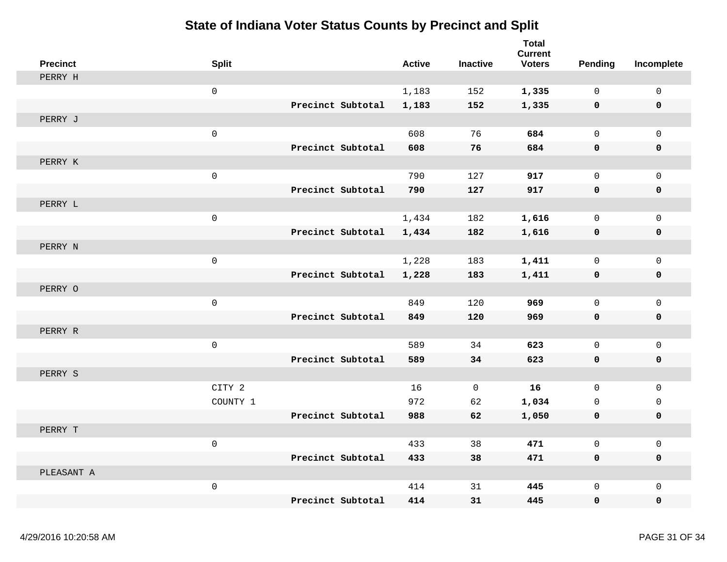# State of Indiana Voter Status Counts by Precinct and Split

| Precinct | Split | | Active | Inactive | Total Current Voters | Pending | Incomplete |
|---|---|---|---|---|---|---|---|
| PERRY H | | | | | | | |
| | 0 | | 1,183 | 152 | **1,335** | 0 | 0 |
| | | **Precinct Subtotal** | **1,183** | **152** | **1,335** | **0** | **0** |
| PERRY J | | | | | | | |
| | 0 | | 608 | 76 | **684** | 0 | 0 |
| | | **Precinct Subtotal** | **608** | **76** | **684** | **0** | **0** |
| PERRY K | | | | | | | |
| | 0 | | 790 | 127 | **917** | 0 | 0 |
| | | **Precinct Subtotal** | **790** | **127** | **917** | **0** | **0** |
| PERRY L | | | | | | | |
| | 0 | | 1,434 | 182 | **1,616** | 0 | 0 |
| | | **Precinct Subtotal** | **1,434** | **182** | **1,616** | **0** | **0** |
| PERRY N | | | | | | | |
| | 0 | | 1,228 | 183 | **1,411** | 0 | 0 |
| | | **Precinct Subtotal** | **1,228** | **183** | **1,411** | **0** | **0** |
| PERRY O | | | | | | | |
| | 0 | | 849 | 120 | **969** | 0 | 0 |
| | | **Precinct Subtotal** | **849** | **120** | **969** | **0** | **0** |
| PERRY R | | | | | | | |
| | 0 | | 589 | 34 | **623** | 0 | 0 |
| | | **Precinct Subtotal** | **589** | **34** | **623** | **0** | **0** |
| PERRY S | | | | | | | |
| | CITY 2 | | 16 | 0 | **16** | 0 | 0 |
| | COUNTY 1 | | 972 | 62 | **1,034** | 0 | 0 |
| | | **Precinct Subtotal** | **988** | **62** | **1,050** | **0** | **0** |
| PERRY T | | | | | | | |
| | 0 | | 433 | 38 | **471** | 0 | 0 |
| | | **Precinct Subtotal** | **433** | **38** | **471** | **0** | **0** |
| PLEASANT A | | | | | | | |
| | 0 | | 414 | 31 | **445** | 0 | 0 |
| | | **Precinct Subtotal** | **414** | **31** | **445** | **0** | **0** |

4/29/2016 10:20:58 AM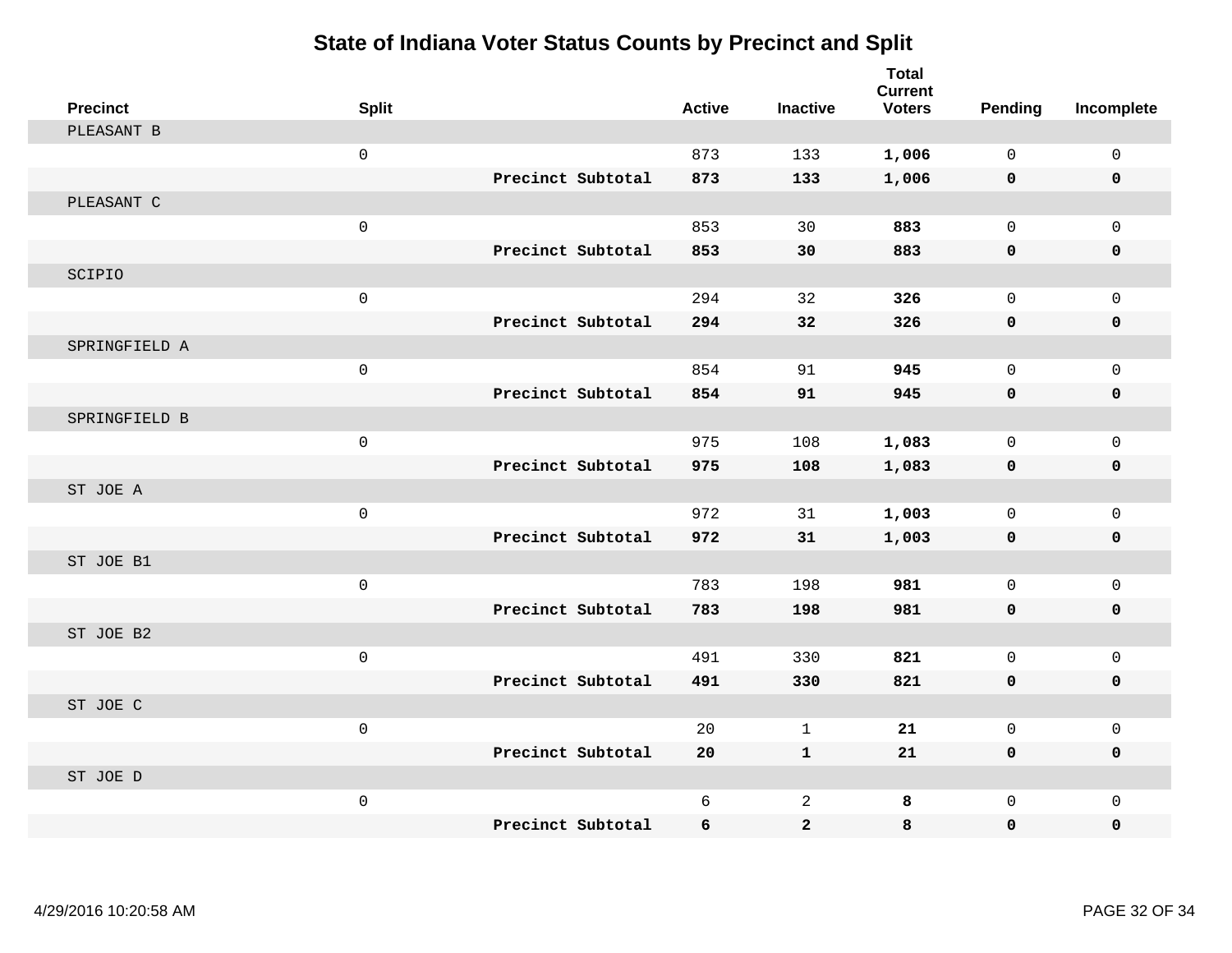# State of Indiana Voter Status Counts by Precinct and Split

| Precinct | Split | | Active | Inactive | Total Current Voters | Pending | Incomplete |
|---|---|---|---|---|---|---|---|
| PLEASANT B | | | | | | | |
| | 0 | | 873 | 133 | **1,006** | 0 | 0 |
| | | **Precinct Subtotal** | **873** | **133** | **1,006** | **0** | **0** |
| PLEASANT C | | | | | | | |
| | 0 | | 853 | 30 | **883** | 0 | 0 |
| | | **Precinct Subtotal** | **853** | **30** | **883** | **0** | **0** |
| SCIPIO | | | | | | | |
| | 0 | | 294 | 32 | **326** | 0 | 0 |
| | | **Precinct Subtotal** | **294** | **32** | **326** | **0** | **0** |
| SPRINGFIELD A | | | | | | | |
| | 0 | | 854 | 91 | **945** | 0 | 0 |
| | | **Precinct Subtotal** | **854** | **91** | **945** | **0** | **0** |
| SPRINGFIELD B | | | | | | | |
| | 0 | | 975 | 108 | **1,083** | 0 | 0 |
| | | **Precinct Subtotal** | **975** | **108** | **1,083** | **0** | **0** |
| ST JOE A | | | | | | | |
| | 0 | | 972 | 31 | **1,003** | 0 | 0 |
| | | **Precinct Subtotal** | **972** | **31** | **1,003** | **0** | **0** |
| ST JOE B1 | | | | | | | |
| | 0 | | 783 | 198 | **981** | 0 | 0 |
| | | **Precinct Subtotal** | **783** | **198** | **981** | **0** | **0** |
| ST JOE B2 | | | | | | | |
| | 0 | | 491 | 330 | **821** | 0 | 0 |
| | | **Precinct Subtotal** | **491** | **330** | **821** | **0** | **0** |
| ST JOE C | | | | | | | |
| | 0 | | 20 | 1 | **21** | 0 | 0 |
| | | **Precinct Subtotal** | **20** | **1** | **21** | **0** | **0** |
| ST JOE D | | | | | | | |
| | 0 | | 6 | 2 | **8** | 0 | 0 |
| | | **Precinct Subtotal** | **6** | **2** | **8** | **0** | **0** |

4/29/2016 10:20:58 AM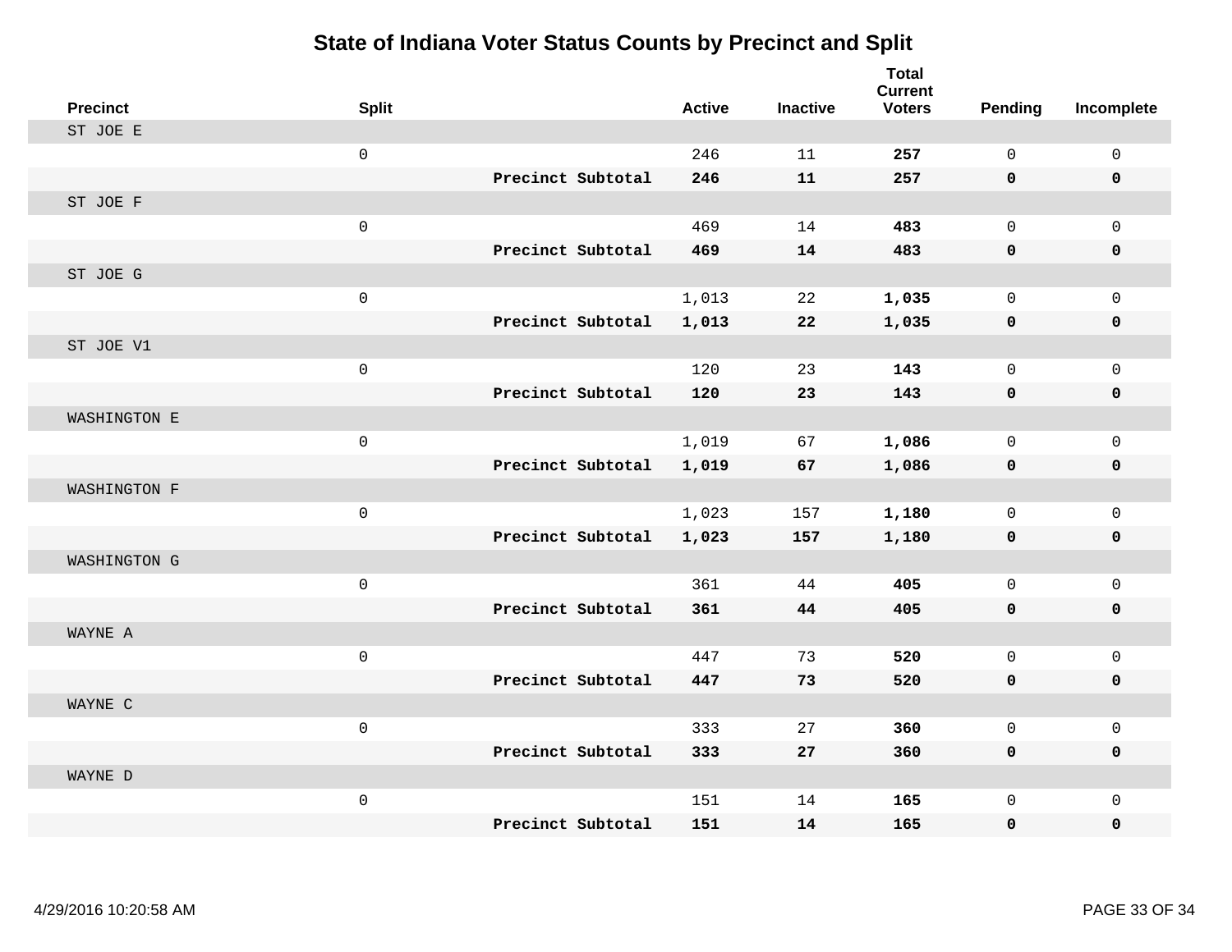# State of Indiana Voter Status Counts by Precinct and Split

| Precinct | Split | | Active | Inactive | Total Current Voters | Pending | Incomplete |
|---|---|---|---|---|---|---|---|
| ST JOE E | | | | | | | |
| | 0 | | 246 | 11 | **257** | 0 | 0 |
| | | **Precinct Subtotal** | **246** | **11** | **257** | **0** | **0** |
| ST JOE F | | | | | | | |
| | 0 | | 469 | 14 | **483** | 0 | 0 |
| | | **Precinct Subtotal** | **469** | **14** | **483** | **0** | **0** |
| ST JOE G | | | | | | | |
| | 0 | | 1,013 | 22 | **1,035** | 0 | 0 |
| | | **Precinct Subtotal** | **1,013** | **22** | **1,035** | **0** | **0** |
| ST JOE V1 | | | | | | | |
| | 0 | | 120 | 23 | **143** | 0 | 0 |
| | | **Precinct Subtotal** | **120** | **23** | **143** | **0** | **0** |
| WASHINGTON E | | | | | | | |
| | 0 | | 1,019 | 67 | **1,086** | 0 | 0 |
| | | **Precinct Subtotal** | **1,019** | **67** | **1,086** | **0** | **0** |
| WASHINGTON F | | | | | | | |
| | 0 | | 1,023 | 157 | **1,180** | 0 | 0 |
| | | **Precinct Subtotal** | **1,023** | **157** | **1,180** | **0** | **0** |
| WASHINGTON G | | | | | | | |
| | 0 | | 361 | 44 | **405** | 0 | 0 |
| | | **Precinct Subtotal** | **361** | **44** | **405** | **0** | **0** |
| WAYNE A | | | | | | | |
| | 0 | | 447 | 73 | **520** | 0 | 0 |
| | | **Precinct Subtotal** | **447** | **73** | **520** | **0** | **0** |
| WAYNE C | | | | | | | |
| | 0 | | 333 | 27 | **360** | 0 | 0 |
| | | **Precinct Subtotal** | **333** | **27** | **360** | **0** | **0** |
| WAYNE D | | | | | | | |
| | 0 | | 151 | 14 | **165** | 0 | 0 |
| | | **Precinct Subtotal** | **151** | **14** | **165** | **0** | **0** |

4/29/2016 10:20:58 AM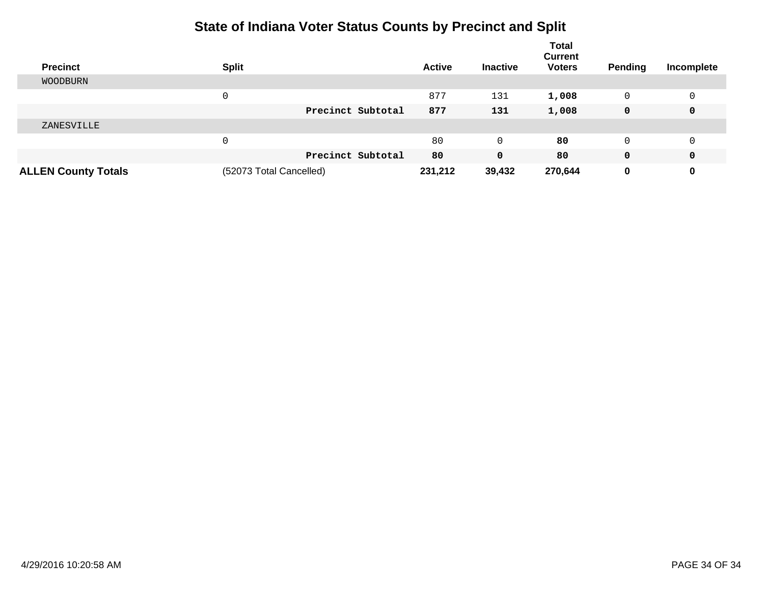# State of Indiana Voter Status Counts by Precinct and Split

| Precinct | Split | Active | Inactive | Total Current Voters | Pending | Incomplete |
|---|---|---|---|---|---|---|
| WOODBURN | | | | | | |
| | 0 | 877 | 131 | **1,008** | 0 | 0 |
| | **Precinct Subtotal** | **877** | **131** | **1,008** | **0** | **0** |
| ZANESVILLE | | | | | | |
| | 0 | 80 | 0 | **80** | 0 | 0 |
| | **Precinct Subtotal** | **80** | **0** | **80** | **0** | **0** |
| **ALLEN County Totals** | (52073 Total Cancelled) | **231,212** | **39,432** | **270,644** | **0** | **0** |

4/29/2016 10:20:58 AM